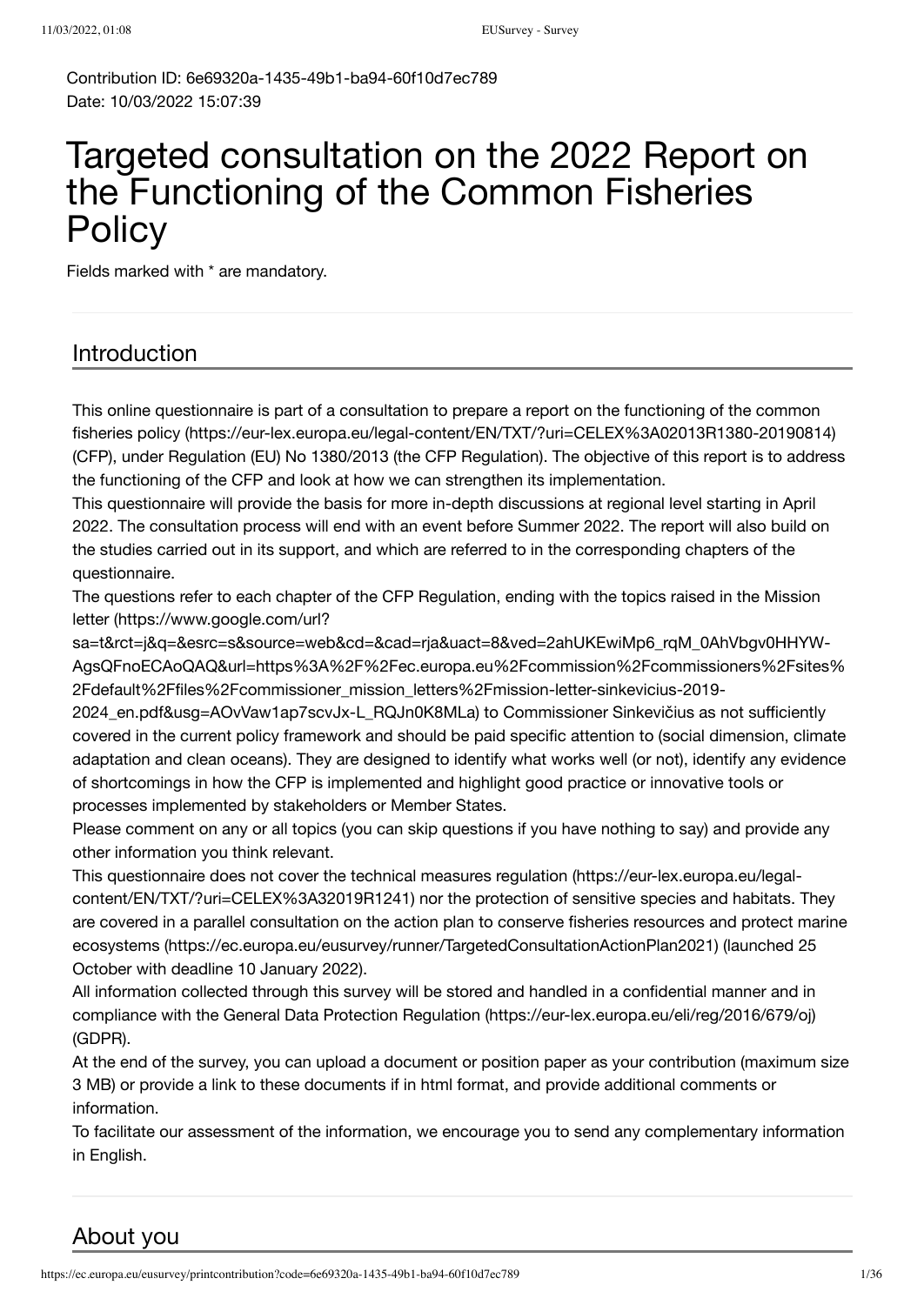Contribution ID: 6e69320a-1435-49b1-ba94-60f10d7ec789
Date: 10/03/2022 15:07:39

# Targeted consultation on the 2022 Report on the Functioning of the Common Fisheries Policy

Fields marked with * are mandatory.

## Introduction

This online questionnaire is part of a consultation to prepare a report on the functioning of the common fisheries policy (https://eur-lex.europa.eu/legal-content/EN/TXT/?uri=CELEX%3A02013R1380-20190814) (CFP), under Regulation (EU) No 1380/2013 (the CFP Regulation). The objective of this report is to address the functioning of the CFP and look at how we can strengthen its implementation.

This questionnaire will provide the basis for more in-depth discussions at regional level starting in April 2022. The consultation process will end with an event before Summer 2022. The report will also build on the studies carried out in its support, and which are referred to in the corresponding chapters of the questionnaire.

The questions refer to each chapter of the CFP Regulation, ending with the topics raised in the Mission letter (https://www.google.com/url?sa=t&rct=j&q=&esrc=s&source=web&cd=&cad=rja&uact=8&ved=2ahUKEwiMp6_rqM_0AhVbgv0HHYW-AgsQFnoECAoQAQ&url=https%3A%2F%2Fec.europa.eu%2Fcommission%2Fcommissioners%2Fsites%2Fdefault%2Ffiles%2Fcommissioner_mission_letters%2Fmission-letter-sinkevicius-2019-2024_en.pdf&usg=AOvVaw1ap7scvJx-L_RQJn0K8MLa) to Commissioner Sinkevičius as not sufficiently covered in the current policy framework and should be paid specific attention to (social dimension, climate adaptation and clean oceans). They are designed to identify what works well (or not), identify any evidence of shortcomings in how the CFP is implemented and highlight good practice or innovative tools or processes implemented by stakeholders or Member States.

Please comment on any or all topics (you can skip questions if you have nothing to say) and provide any other information you think relevant.

This questionnaire does not cover the technical measures regulation (https://eur-lex.europa.eu/legal-content/EN/TXT/?uri=CELEX%3A32019R1241) nor the protection of sensitive species and habitats. They are covered in a parallel consultation on the action plan to conserve fisheries resources and protect marine ecosystems (https://ec.europa.eu/eusurvey/runner/TargetedConsultationActionPlan2021) (launched 25 October with deadline 10 January 2022).

All information collected through this survey will be stored and handled in a confidential manner and in compliance with the General Data Protection Regulation (https://eur-lex.europa.eu/eli/reg/2016/679/oj) (GDPR).

At the end of the survey, you can upload a document or position paper as your contribution (maximum size 3 MB) or provide a link to these documents if in html format, and provide additional comments or information.

To facilitate our assessment of the information, we encourage you to send any complementary information in English.

## About you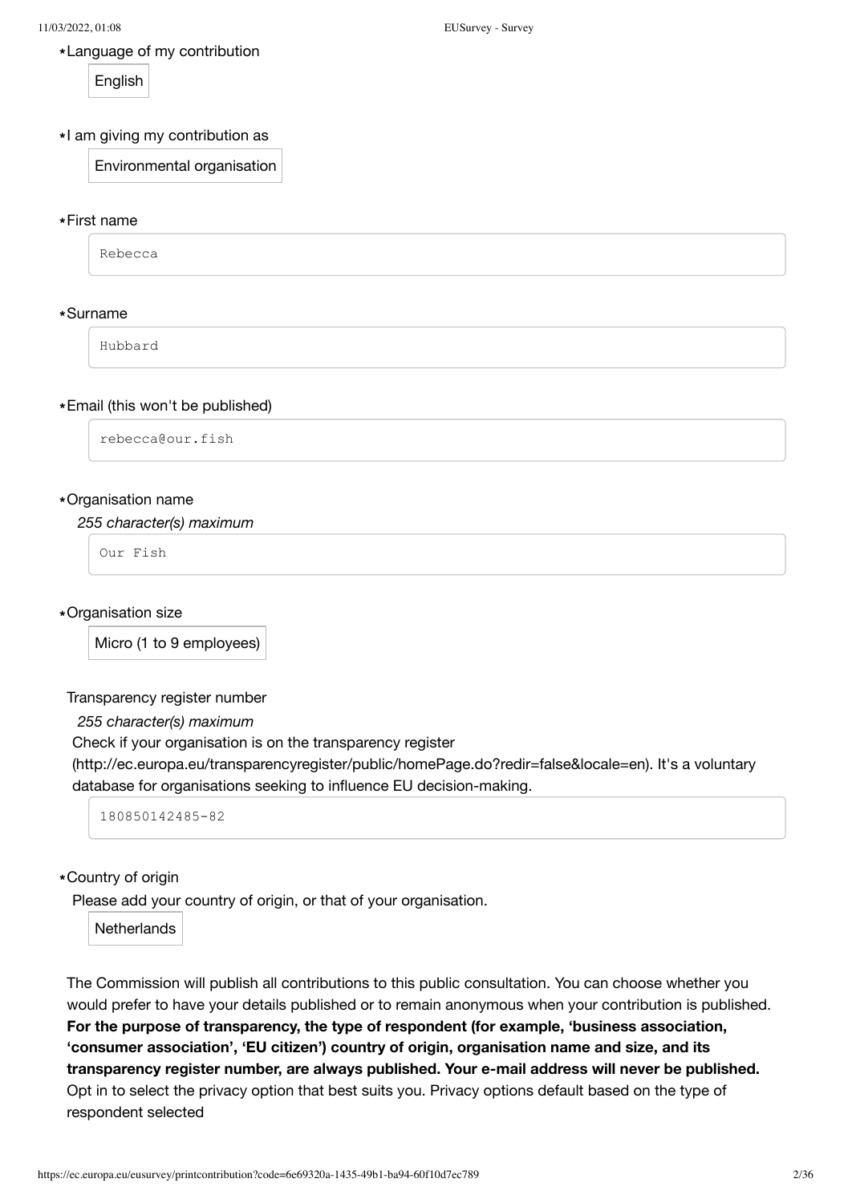*Language of my contribution

English

*I am giving my contribution as

Environmental organisation

*First name

Rebecca

*Surname

Hubbard

*Email (this won't be published)

rebecca@our.fish

*Organisation name

*255 character(s) maximum*

Our Fish

*Organisation size

Micro (1 to 9 employees)

Transparency register number

*255 character(s) maximum*

Check if your organisation is on the transparency register (http://ec.europa.eu/transparencyregister/public/homePage.do?redir=false&locale=en). It's a voluntary database for organisations seeking to influence EU decision-making.

180850142485-82

*Country of origin

Please add your country of origin, or that of your organisation.

Netherlands

The Commission will publish all contributions to this public consultation. You can choose whether you would prefer to have your details published or to remain anonymous when your contribution is published. **For the purpose of transparency, the type of respondent (for example, 'business association, 'consumer association', 'EU citizen') country of origin, organisation name and size, and its transparency register number, are always published. Your e-mail address will never be published.** Opt in to select the privacy option that best suits you. Privacy options default based on the type of respondent selected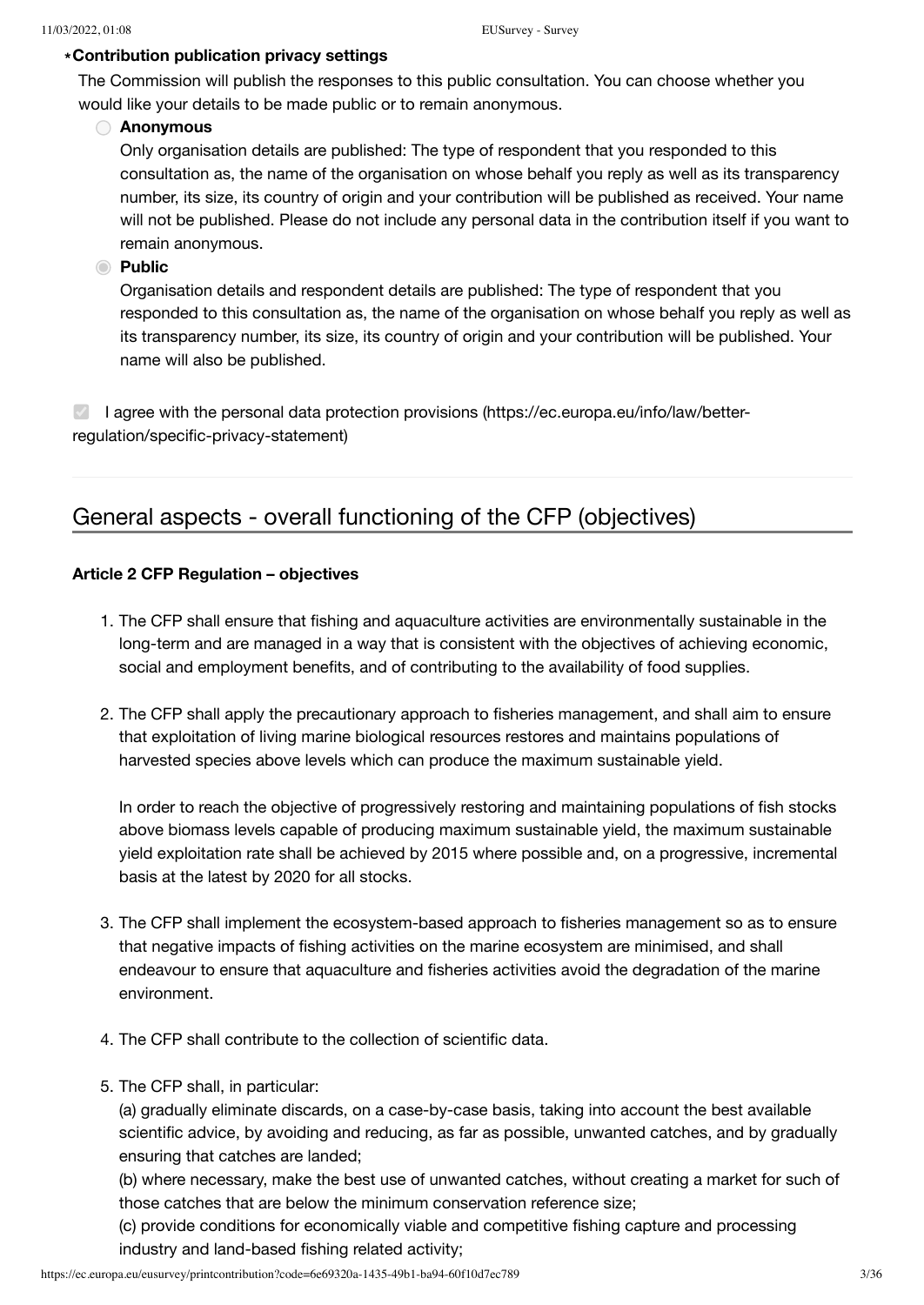**\*Contribution publication privacy settings**

The Commission will publish the responses to this public consultation. You can choose whether you would like your details to be made public or to remain anonymous.

- **Anonymous**
  Only organisation details are published: The type of respondent that you responded to this consultation as, the name of the organisation on whose behalf you reply as well as its transparency number, its size, its country of origin and your contribution will be published as received. Your name will not be published. Please do not include any personal data in the contribution itself if you want to remain anonymous.
- **Public** (selected)
  Organisation details and respondent details are published: The type of respondent that you responded to this consultation as, the name of the organisation on whose behalf you reply as well as its transparency number, its size, its country of origin and your contribution will be published. Your name will also be published.

- [x] I agree with the personal data protection provisions (https://ec.europa.eu/info/law/better-regulation/specific-privacy-statement)

## General aspects - overall functioning of the CFP (objectives)

**Article 2 CFP Regulation – objectives**

1. The CFP shall ensure that fishing and aquaculture activities are environmentally sustainable in the long-term and are managed in a way that is consistent with the objectives of achieving economic, social and employment benefits, and of contributing to the availability of food supplies.

2. The CFP shall apply the precautionary approach to fisheries management, and shall aim to ensure that exploitation of living marine biological resources restores and maintains populations of harvested species above levels which can produce the maximum sustainable yield.

   In order to reach the objective of progressively restoring and maintaining populations of fish stocks above biomass levels capable of producing maximum sustainable yield, the maximum sustainable yield exploitation rate shall be achieved by 2015 where possible and, on a progressive, incremental basis at the latest by 2020 for all stocks.

3. The CFP shall implement the ecosystem-based approach to fisheries management so as to ensure that negative impacts of fishing activities on the marine ecosystem are minimised, and shall endeavour to ensure that aquaculture and fisheries activities avoid the degradation of the marine environment.

4. The CFP shall contribute to the collection of scientific data.

5. The CFP shall, in particular:
   (a) gradually eliminate discards, on a case-by-case basis, taking into account the best available scientific advice, by avoiding and reducing, as far as possible, unwanted catches, and by gradually ensuring that catches are landed;
   (b) where necessary, make the best use of unwanted catches, without creating a market for such of those catches that are below the minimum conservation reference size;
   (c) provide conditions for economically viable and competitive fishing capture and processing industry and land-based fishing related activity;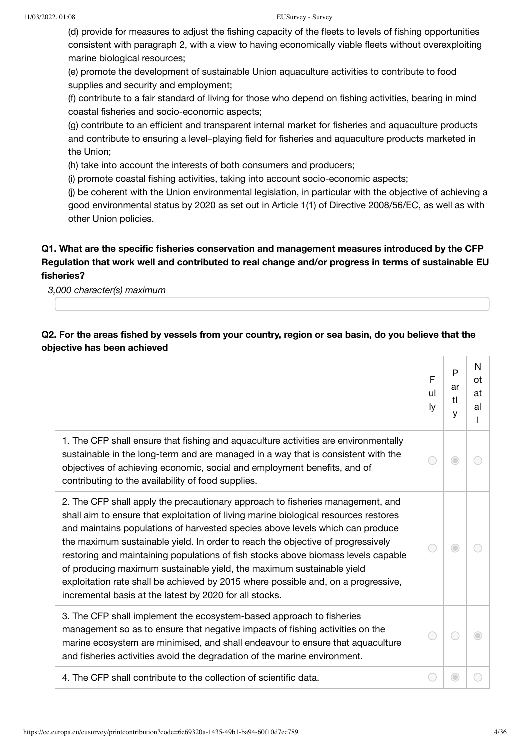(d) provide for measures to adjust the fishing capacity of the fleets to levels of fishing opportunities consistent with paragraph 2, with a view to having economically viable fleets without overexploiting marine biological resources;

(e) promote the development of sustainable Union aquaculture activities to contribute to food supplies and security and employment;

(f) contribute to a fair standard of living for those who depend on fishing activities, bearing in mind coastal fisheries and socio-economic aspects;

(g) contribute to an efficient and transparent internal market for fisheries and aquaculture products and contribute to ensuring a level–playing field for fisheries and aquaculture products marketed in the Union;

(h) take into account the interests of both consumers and producers;

(i) promote coastal fishing activities, taking into account socio-economic aspects;

(j) be coherent with the Union environmental legislation, in particular with the objective of achieving a good environmental status by 2020 as set out in Article 1(1) of Directive 2008/56/EC, as well as with other Union policies.

**Q1. What are the specific fisheries conservation and management measures introduced by the CFP Regulation that work well and contributed to real change and/or progress in terms of sustainable EU fisheries?**

*3,000 character(s) maximum*

**Q2. For the areas fished by vessels from your country, region or sea basin, do you believe that the objective has been achieved**

| | Fully | Partly | Not at all |
|---|---|---|---|
| 1. The CFP shall ensure that fishing and aquaculture activities are environmentally sustainable in the long-term and are managed in a way that is consistent with the objectives of achieving economic, social and employment benefits, and of contributing to the availability of food supplies. | ○ | ◉ | ○ |
| 2. The CFP shall apply the precautionary approach to fisheries management, and shall aim to ensure that exploitation of living marine biological resources restores and maintains populations of harvested species above levels which can produce the maximum sustainable yield. In order to reach the objective of progressively restoring and maintaining populations of fish stocks above biomass levels capable of producing maximum sustainable yield, the maximum sustainable yield exploitation rate shall be achieved by 2015 where possible and, on a progressive, incremental basis at the latest by 2020 for all stocks. | ○ | ◉ | ○ |
| 3. The CFP shall implement the ecosystem-based approach to fisheries management so as to ensure that negative impacts of fishing activities on the marine ecosystem are minimised, and shall endeavour to ensure that aquaculture and fisheries activities avoid the degradation of the marine environment. | ○ | ○ | ◉ |
| 4. The CFP shall contribute to the collection of scientific data. | ○ | ◉ | ○ |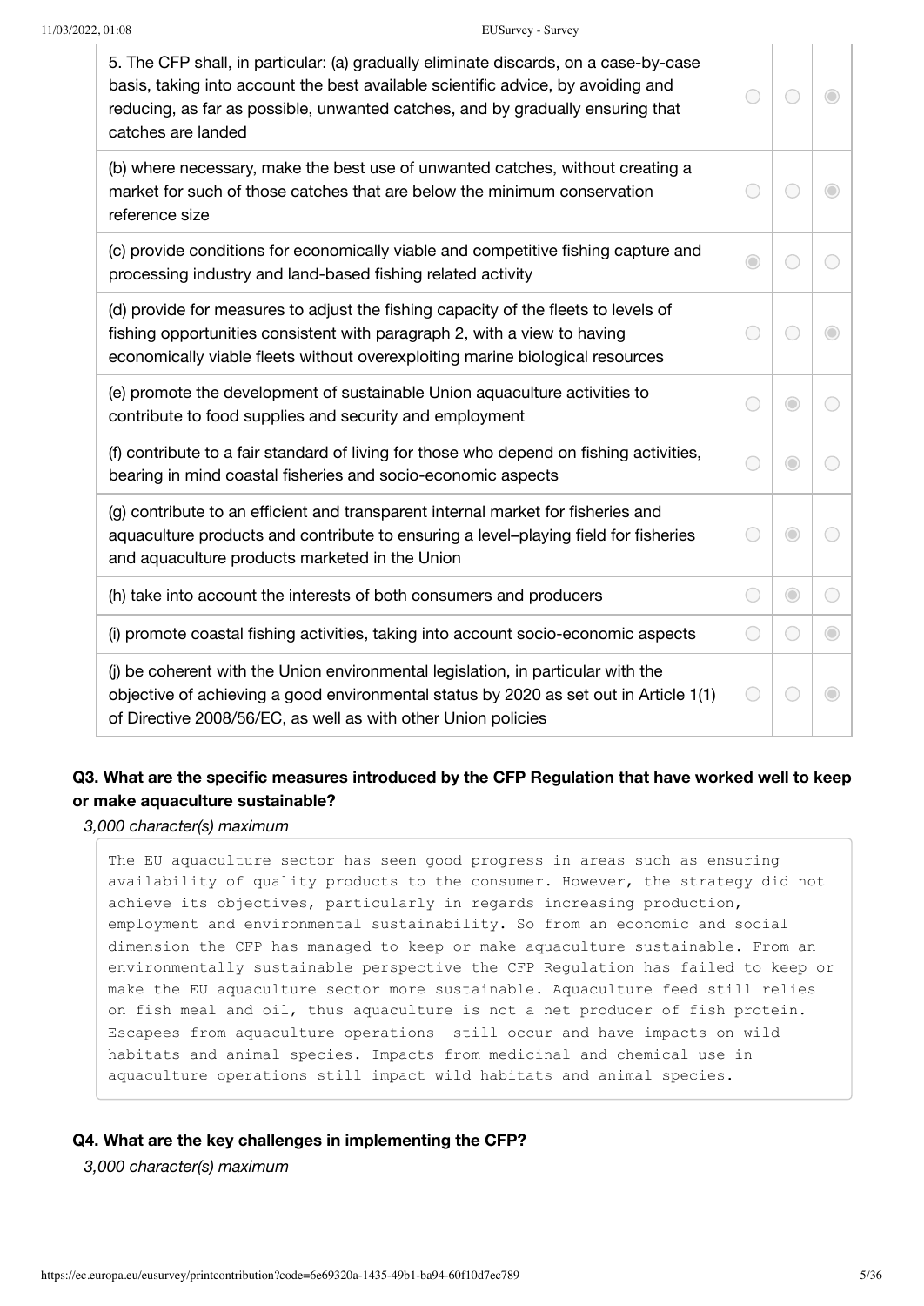| | | | |
|---|---|---|---|
| 5. The CFP shall, in particular: (a) gradually eliminate discards, on a case-by-case basis, taking into account the best available scientific advice, by avoiding and reducing, as far as possible, unwanted catches, and by gradually ensuring that catches are landed | ○ | ○ | ◉ |
| (b) where necessary, make the best use of unwanted catches, without creating a market for such of those catches that are below the minimum conservation reference size | ○ | ○ | ◉ |
| (c) provide conditions for economically viable and competitive fishing capture and processing industry and land-based fishing related activity | ◉ | ○ | ○ |
| (d) provide for measures to adjust the fishing capacity of the fleets to levels of fishing opportunities consistent with paragraph 2, with a view to having economically viable fleets without overexploiting marine biological resources | ○ | ○ | ◉ |
| (e) promote the development of sustainable Union aquaculture activities to contribute to food supplies and security and employment | ○ | ◉ | ○ |
| (f) contribute to a fair standard of living for those who depend on fishing activities, bearing in mind coastal fisheries and socio-economic aspects | ○ | ◉ | ○ |
| (g) contribute to an efficient and transparent internal market for fisheries and aquaculture products and contribute to ensuring a level–playing field for fisheries and aquaculture products marketed in the Union | ○ | ◉ | ○ |
| (h) take into account the interests of both consumers and producers | ○ | ◉ | ○ |
| (i) promote coastal fishing activities, taking into account socio-economic aspects | ○ | ○ | ◉ |
| (j) be coherent with the Union environmental legislation, in particular with the objective of achieving a good environmental status by 2020 as set out in Article 1(1) of Directive 2008/56/EC, as well as with other Union policies | ○ | ○ | ◉ |

**Q3. What are the specific measures introduced by the CFP Regulation that have worked well to keep or make aquaculture sustainable?**

*3,000 character(s) maximum*

The EU aquaculture sector has seen good progress in areas such as ensuring availability of quality products to the consumer. However, the strategy did not achieve its objectives, particularly in regards increasing production, employment and environmental sustainability. So from an economic and social dimension the CFP has managed to keep or make aquaculture sustainable. From an environmentally sustainable perspective the CFP Regulation has failed to keep or make the EU aquaculture sector more sustainable. Aquaculture feed still relies on fish meal and oil, thus aquaculture is not a net producer of fish protein. Escapees from aquaculture operations still occur and have impacts on wild habitats and animal species. Impacts from medicinal and chemical use in aquaculture operations still impact wild habitats and animal species.

**Q4. What are the key challenges in implementing the CFP?**

*3,000 character(s) maximum*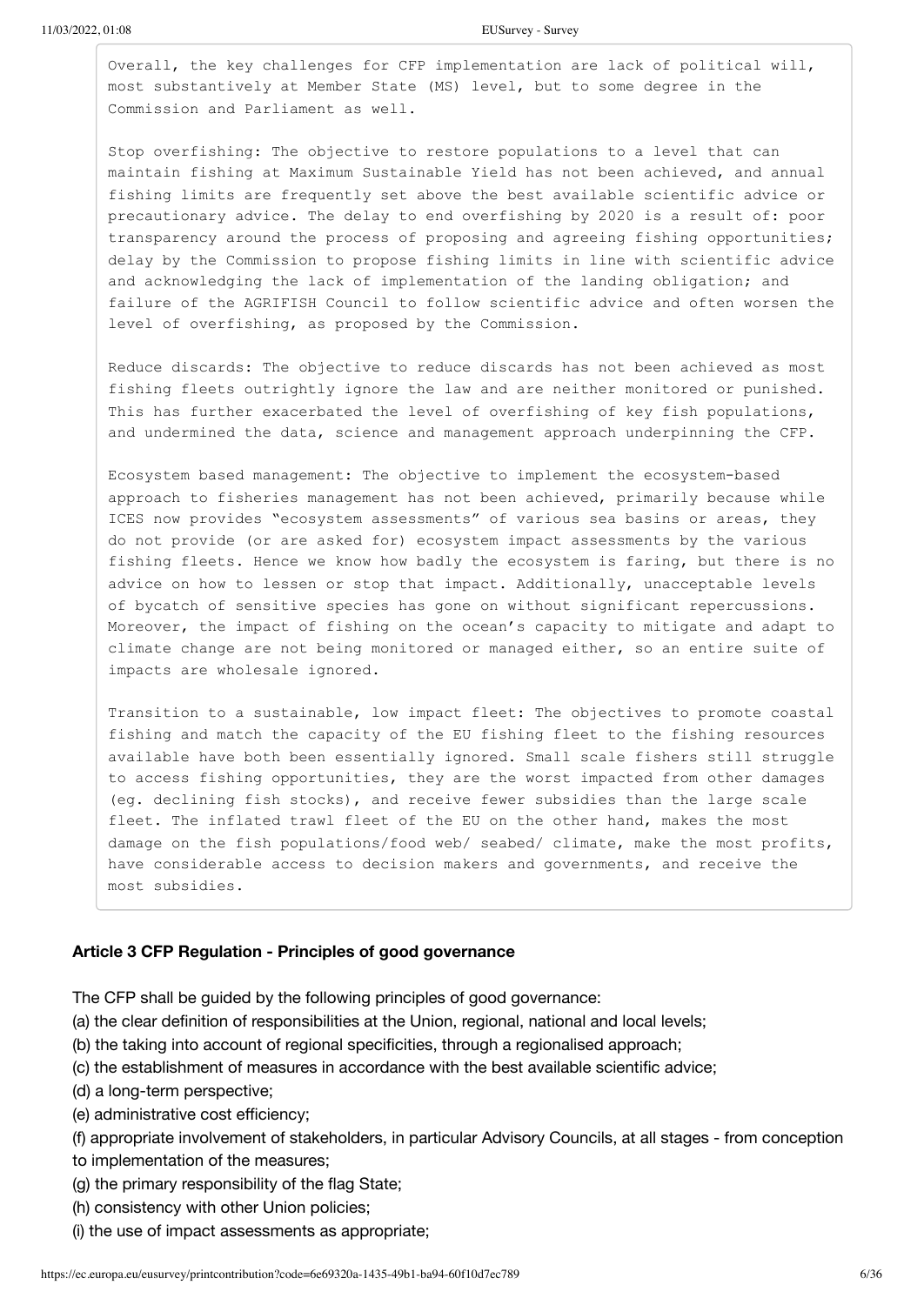Overall, the key challenges for CFP implementation are lack of political will, most substantively at Member State (MS) level, but to some degree in the Commission and Parliament as well.

Stop overfishing: The objective to restore populations to a level that can maintain fishing at Maximum Sustainable Yield has not been achieved, and annual fishing limits are frequently set above the best available scientific advice or precautionary advice. The delay to end overfishing by 2020 is a result of: poor transparency around the process of proposing and agreeing fishing opportunities; delay by the Commission to propose fishing limits in line with scientific advice and acknowledging the lack of implementation of the landing obligation; and failure of the AGRIFISH Council to follow scientific advice and often worsen the level of overfishing, as proposed by the Commission.

Reduce discards: The objective to reduce discards has not been achieved as most fishing fleets outrightly ignore the law and are neither monitored or punished. This has further exacerbated the level of overfishing of key fish populations, and undermined the data, science and management approach underpinning the CFP.

Ecosystem based management: The objective to implement the ecosystem-based approach to fisheries management has not been achieved, primarily because while ICES now provides "ecosystem assessments" of various sea basins or areas, they do not provide (or are asked for) ecosystem impact assessments by the various fishing fleets. Hence we know how badly the ecosystem is faring, but there is no advice on how to lessen or stop that impact. Additionally, unacceptable levels of bycatch of sensitive species has gone on without significant repercussions. Moreover, the impact of fishing on the ocean's capacity to mitigate and adapt to climate change are not being monitored or managed either, so an entire suite of impacts are wholesale ignored.

Transition to a sustainable, low impact fleet: The objectives to promote coastal fishing and match the capacity of the EU fishing fleet to the fishing resources available have both been essentially ignored. Small scale fishers still struggle to access fishing opportunities, they are the worst impacted from other damages (eg. declining fish stocks), and receive fewer subsidies than the large scale fleet. The inflated trawl fleet of the EU on the other hand, makes the most damage on the fish populations/food web/ seabed/ climate, make the most profits, have considerable access to decision makers and governments, and receive the most subsidies.

**Article 3 CFP Regulation - Principles of good governance**

The CFP shall be guided by the following principles of good governance:

(a) the clear definition of responsibilities at the Union, regional, national and local levels;
(b) the taking into account of regional specificities, through a regionalised approach;
(c) the establishment of measures in accordance with the best available scientific advice;
(d) a long-term perspective;
(e) administrative cost efficiency;
(f) appropriate involvement of stakeholders, in particular Advisory Councils, at all stages - from conception to implementation of the measures;
(g) the primary responsibility of the flag State;
(h) consistency with other Union policies;
(i) the use of impact assessments as appropriate;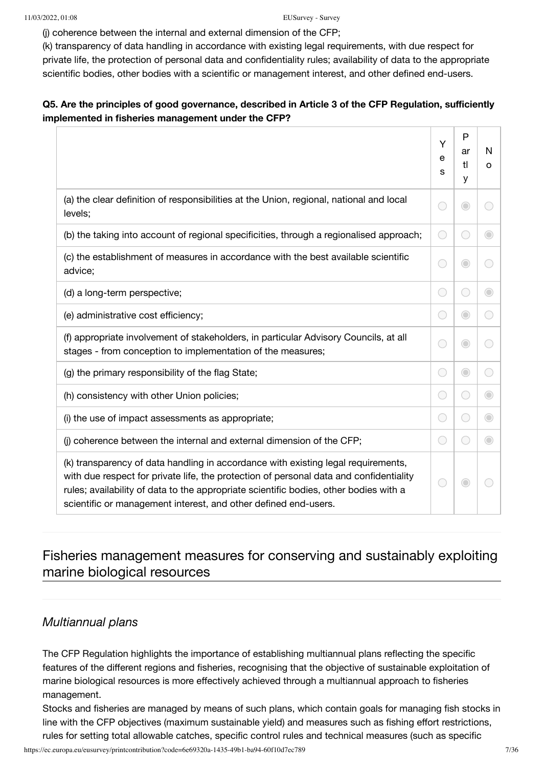(j) coherence between the internal and external dimension of the CFP;
(k) transparency of data handling in accordance with existing legal requirements, with due respect for private life, the protection of personal data and confidentiality rules; availability of data to the appropriate scientific bodies, other bodies with a scientific or management interest, and other defined end-users.

**Q5. Are the principles of good governance, described in Article 3 of the CFP Regulation, sufficiently implemented in fisheries management under the CFP?**

| | Yes | Partly | No |
|---|---|---|---|
| (a) the clear definition of responsibilities at the Union, regional, national and local levels; | | ◉ | |
| (b) the taking into account of regional specificities, through a regionalised approach; | | | ◉ |
| (c) the establishment of measures in accordance with the best available scientific advice; | | ◉ | |
| (d) a long-term perspective; | | | ◉ |
| (e) administrative cost efficiency; | | ◉ | |
| (f) appropriate involvement of stakeholders, in particular Advisory Councils, at all stages - from conception to implementation of the measures; | | ◉ | |
| (g) the primary responsibility of the flag State; | | ◉ | |
| (h) consistency with other Union policies; | | | ◉ |
| (i) the use of impact assessments as appropriate; | | | ◉ |
| (j) coherence between the internal and external dimension of the CFP; | | | ◉ |
| (k) transparency of data handling in accordance with existing legal requirements, with due respect for private life, the protection of personal data and confidentiality rules; availability of data to the appropriate scientific bodies, other bodies with a scientific or management interest, and other defined end-users. | | ◉ | |

## Fisheries management measures for conserving and sustainably exploiting marine biological resources

### *Multiannual plans*

The CFP Regulation highlights the importance of establishing multiannual plans reflecting the specific features of the different regions and fisheries, recognising that the objective of sustainable exploitation of marine biological resources is more effectively achieved through a multiannual approach to fisheries management.
Stocks and fisheries are managed by means of such plans, which contain goals for managing fish stocks in line with the CFP objectives (maximum sustainable yield) and measures such as fishing effort restrictions, rules for setting total allowable catches, specific control rules and technical measures (such as specific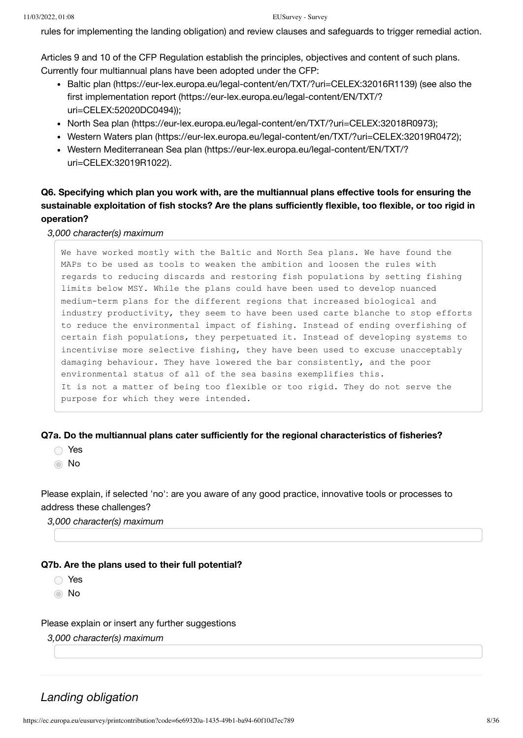rules for implementing the landing obligation) and review clauses and safeguards to trigger remedial action.

Articles 9 and 10 of the CFP Regulation establish the principles, objectives and content of such plans. Currently four multiannual plans have been adopted under the CFP:

- Baltic plan (https://eur-lex.europa.eu/legal-content/en/TXT/?uri=CELEX:32016R1139) (see also the first implementation report (https://eur-lex.europa.eu/legal-content/EN/TXT/?uri=CELEX:52020DC0494));
- North Sea plan (https://eur-lex.europa.eu/legal-content/en/TXT/?uri=CELEX:32018R0973);
- Western Waters plan (https://eur-lex.europa.eu/legal-content/en/TXT/?uri=CELEX:32019R0472);
- Western Mediterranean Sea plan (https://eur-lex.europa.eu/legal-content/EN/TXT/?uri=CELEX:32019R1022).

**Q6. Specifying which plan you work with, are the multiannual plans effective tools for ensuring the sustainable exploitation of fish stocks? Are the plans sufficiently flexible, too flexible, or too rigid in operation?**

*3,000 character(s) maximum*

```
We have worked mostly with the Baltic and North Sea plans. We have found the
MAPs to be used as tools to weaken the ambition and loosen the rules with
regards to reducing discards and restoring fish populations by setting fishing
limits below MSY. While the plans could have been used to develop nuanced
medium-term plans for the different regions that increased biological and
industry productivity, they seem to have been used carte blanche to stop efforts
to reduce the environmental impact of fishing. Instead of ending overfishing of
certain fish populations, they perpetuated it. Instead of developing systems to
incentivise more selective fishing, they have been used to excuse unacceptably
damaging behaviour. They have lowered the bar consistently, and the poor
environmental status of all of the sea basins exemplifies this.
It is not a matter of being too flexible or too rigid. They do not serve the
purpose for which they were intended.
```

**Q7a. Do the multiannual plans cater sufficiently for the regional characteristics of fisheries?**

- ○ Yes
- ◉ No

Please explain, if selected 'no': are you aware of any good practice, innovative tools or processes to address these challenges?

*3,000 character(s) maximum*

**Q7b. Are the plans used to their full potential?**

- ○ Yes
- ◉ No

Please explain or insert any further suggestions

*3,000 character(s) maximum*

## *Landing obligation*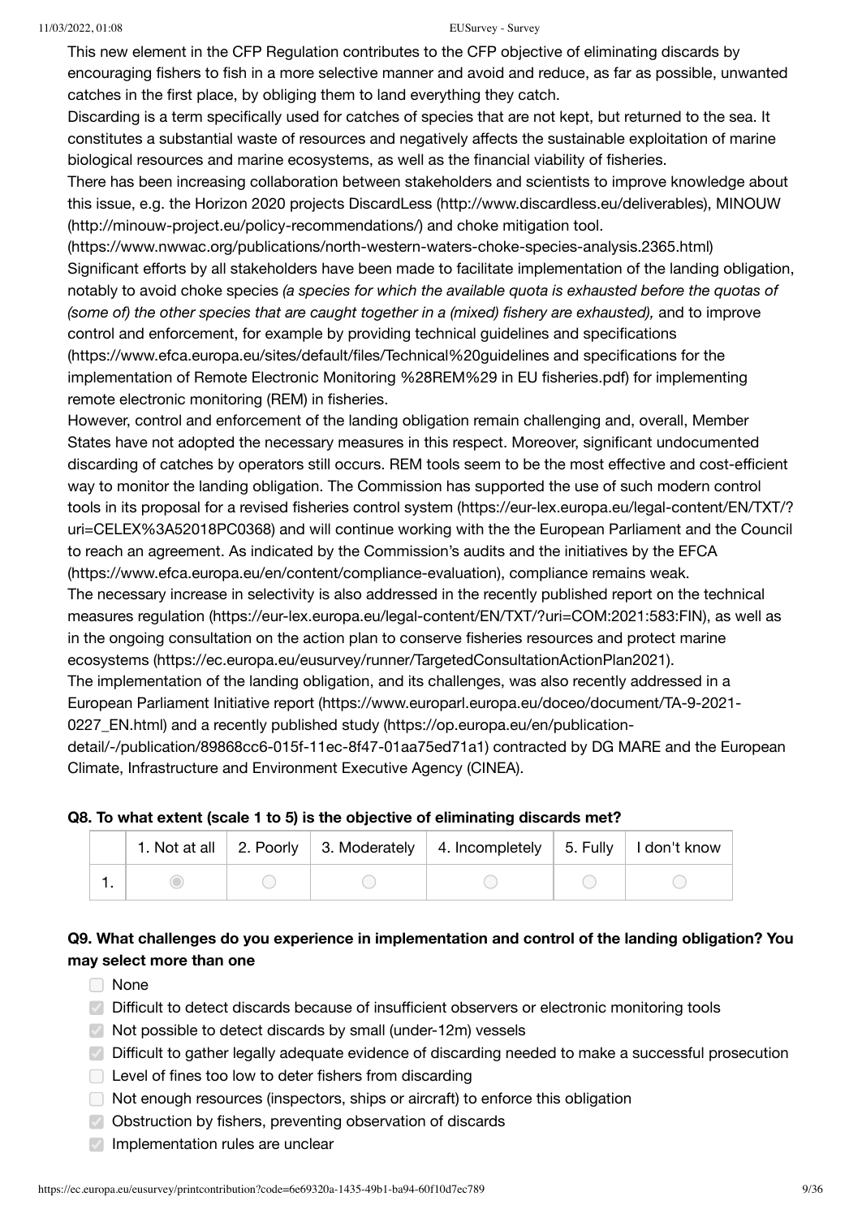This new element in the CFP Regulation contributes to the CFP objective of eliminating discards by encouraging fishers to fish in a more selective manner and avoid and reduce, as far as possible, unwanted catches in the first place, by obliging them to land everything they catch.

Discarding is a term specifically used for catches of species that are not kept, but returned to the sea. It constitutes a substantial waste of resources and negatively affects the sustainable exploitation of marine biological resources and marine ecosystems, as well as the financial viability of fisheries.

There has been increasing collaboration between stakeholders and scientists to improve knowledge about this issue, e.g. the Horizon 2020 projects DiscardLess (http://www.discardless.eu/deliverables), MINOUW (http://minouw-project.eu/policy-recommendations/) and choke mitigation tool. (https://www.nwwac.org/publications/north-western-waters-choke-species-analysis.2365.html)

Significant efforts by all stakeholders have been made to facilitate implementation of the landing obligation, notably to avoid choke species *(a species for which the available quota is exhausted before the quotas of (some of) the other species that are caught together in a (mixed) fishery are exhausted),* and to improve control and enforcement, for example by providing technical guidelines and specifications (https://www.efca.europa.eu/sites/default/files/Technical%20guidelines and specifications for the implementation of Remote Electronic Monitoring %28REM%29 in EU fisheries.pdf) for implementing remote electronic monitoring (REM) in fisheries.

However, control and enforcement of the landing obligation remain challenging and, overall, Member States have not adopted the necessary measures in this respect. Moreover, significant undocumented discarding of catches by operators still occurs. REM tools seem to be the most effective and cost-efficient way to monitor the landing obligation. The Commission has supported the use of such modern control tools in its proposal for a revised fisheries control system (https://eur-lex.europa.eu/legal-content/EN/TXT/?uri=CELEX%3A52018PC0368) and will continue working with the the European Parliament and the Council to reach an agreement. As indicated by the Commission's audits and the initiatives by the EFCA (https://www.efca.europa.eu/en/content/compliance-evaluation), compliance remains weak.

The necessary increase in selectivity is also addressed in the recently published report on the technical measures regulation (https://eur-lex.europa.eu/legal-content/EN/TXT/?uri=COM:2021:583:FIN), as well as in the ongoing consultation on the action plan to conserve fisheries resources and protect marine ecosystems (https://ec.europa.eu/eusurvey/runner/TargetedConsultationActionPlan2021).

The implementation of the landing obligation, and its challenges, was also recently addressed in a European Parliament Initiative report (https://www.europarl.europa.eu/doceo/document/TA-9-2021-0227_EN.html) and a recently published study (https://op.europa.eu/en/publication-detail/-/publication/89868cc6-015f-11ec-8f47-01aa75ed71a1) contracted by DG MARE and the European Climate, Infrastructure and Environment Executive Agency (CINEA).

**Q8. To what extent (scale 1 to 5) is the objective of eliminating discards met?**

| | 1. Not at all | 2. Poorly | 3. Moderately | 4. Incompletely | 5. Fully | I don't know |
|---|---|---|---|---|---|---|
| 1. | ◉ | ○ | ○ | ○ | ○ | ○ |

**Q9. What challenges do you experience in implementation and control of the landing obligation? You may select more than one**

- [ ] None
- [x] Difficult to detect discards because of insufficient observers or electronic monitoring tools
- [x] Not possible to detect discards by small (under-12m) vessels
- [x] Difficult to gather legally adequate evidence of discarding needed to make a successful prosecution
- [ ] Level of fines too low to deter fishers from discarding
- [ ] Not enough resources (inspectors, ships or aircraft) to enforce this obligation
- [x] Obstruction by fishers, preventing observation of discards
- [x] Implementation rules are unclear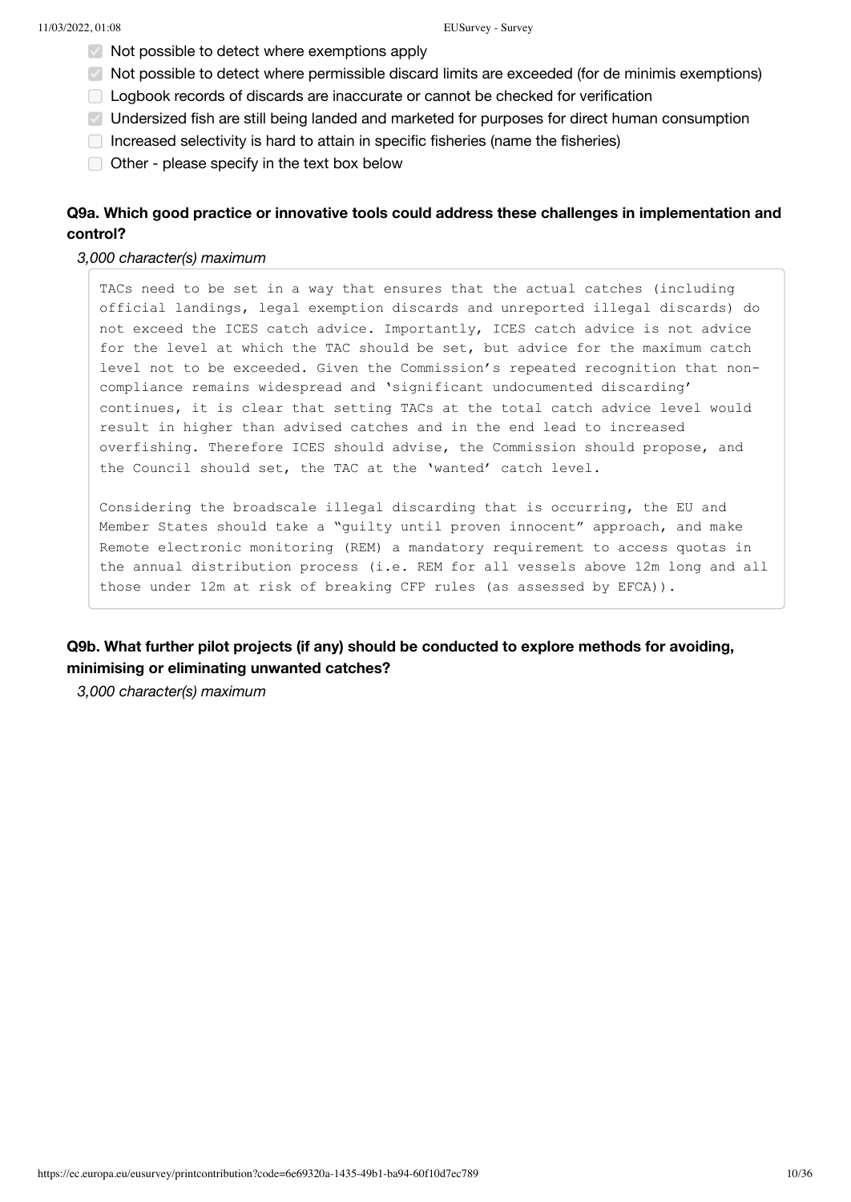- [x] Not possible to detect where exemptions apply
- [x] Not possible to detect where permissible discard limits are exceeded (for de minimis exemptions)
- [ ] Logbook records of discards are inaccurate or cannot be checked for verification
- [x] Undersized fish are still being landed and marketed for purposes for direct human consumption
- [ ] Increased selectivity is hard to attain in specific fisheries (name the fisheries)
- [ ] Other - please specify in the text box below

**Q9a. Which good practice or innovative tools could address these challenges in implementation and control?**

*3,000 character(s) maximum*

TACs need to be set in a way that ensures that the actual catches (including official landings, legal exemption discards and unreported illegal discards) do not exceed the ICES catch advice. Importantly, ICES catch advice is not advice for the level at which the TAC should be set, but advice for the maximum catch level not to be exceeded. Given the Commission's repeated recognition that non-compliance remains widespread and 'significant undocumented discarding' continues, it is clear that setting TACs at the total catch advice level would result in higher than advised catches and in the end lead to increased overfishing. Therefore ICES should advise, the Commission should propose, and the Council should set, the TAC at the 'wanted' catch level.

Considering the broadscale illegal discarding that is occurring, the EU and Member States should take a "guilty until proven innocent" approach, and make Remote electronic monitoring (REM) a mandatory requirement to access quotas in the annual distribution process (i.e. REM for all vessels above 12m long and all those under 12m at risk of breaking CFP rules (as assessed by EFCA)).

**Q9b. What further pilot projects (if any) should be conducted to explore methods for avoiding, minimising or eliminating unwanted catches?**

*3,000 character(s) maximum*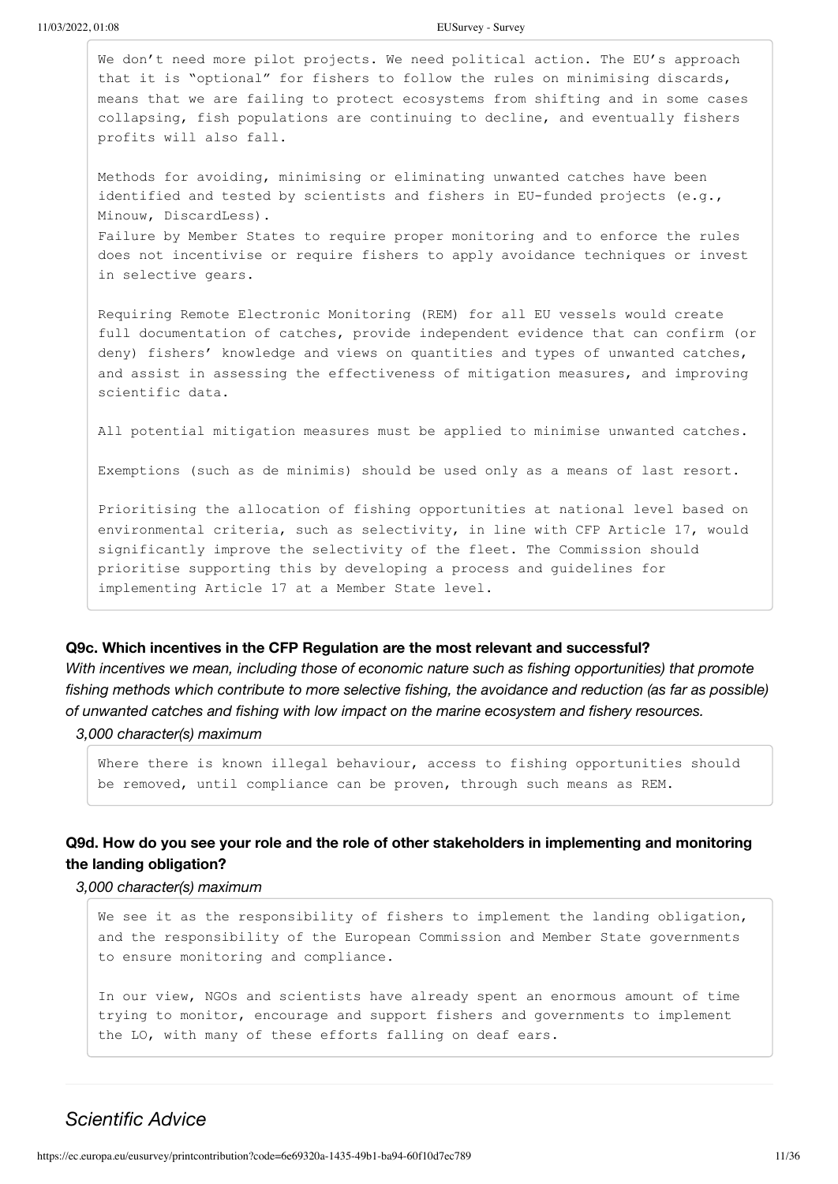We don't need more pilot projects. We need political action. The EU's approach that it is "optional" for fishers to follow the rules on minimising discards, means that we are failing to protect ecosystems from shifting and in some cases collapsing, fish populations are continuing to decline, and eventually fishers profits will also fall.

Methods for avoiding, minimising or eliminating unwanted catches have been identified and tested by scientists and fishers in EU-funded projects (e.g., Minouw, DiscardLess).
Failure by Member States to require proper monitoring and to enforce the rules does not incentivise or require fishers to apply avoidance techniques or invest in selective gears.

Requiring Remote Electronic Monitoring (REM) for all EU vessels would create full documentation of catches, provide independent evidence that can confirm (or deny) fishers' knowledge and views on quantities and types of unwanted catches, and assist in assessing the effectiveness of mitigation measures, and improving scientific data.

All potential mitigation measures must be applied to minimise unwanted catches.

Exemptions (such as de minimis) should be used only as a means of last resort.

Prioritising the allocation of fishing opportunities at national level based on environmental criteria, such as selectivity, in line with CFP Article 17, would significantly improve the selectivity of the fleet. The Commission should prioritise supporting this by developing a process and guidelines for implementing Article 17 at a Member State level.

**Q9c. Which incentives in the CFP Regulation are the most relevant and successful?**

*With incentives we mean, including those of economic nature such as fishing opportunities) that promote fishing methods which contribute to more selective fishing, the avoidance and reduction (as far as possible) of unwanted catches and fishing with low impact on the marine ecosystem and fishery resources.*

*3,000 character(s) maximum*

Where there is known illegal behaviour, access to fishing opportunities should be removed, until compliance can be proven, through such means as REM.

**Q9d. How do you see your role and the role of other stakeholders in implementing and monitoring the landing obligation?**

*3,000 character(s) maximum*

We see it as the responsibility of fishers to implement the landing obligation, and the responsibility of the European Commission and Member State governments to ensure monitoring and compliance.

In our view, NGOs and scientists have already spent an enormous amount of time trying to monitor, encourage and support fishers and governments to implement the LO, with many of these efforts falling on deaf ears.

## *Scientific Advice*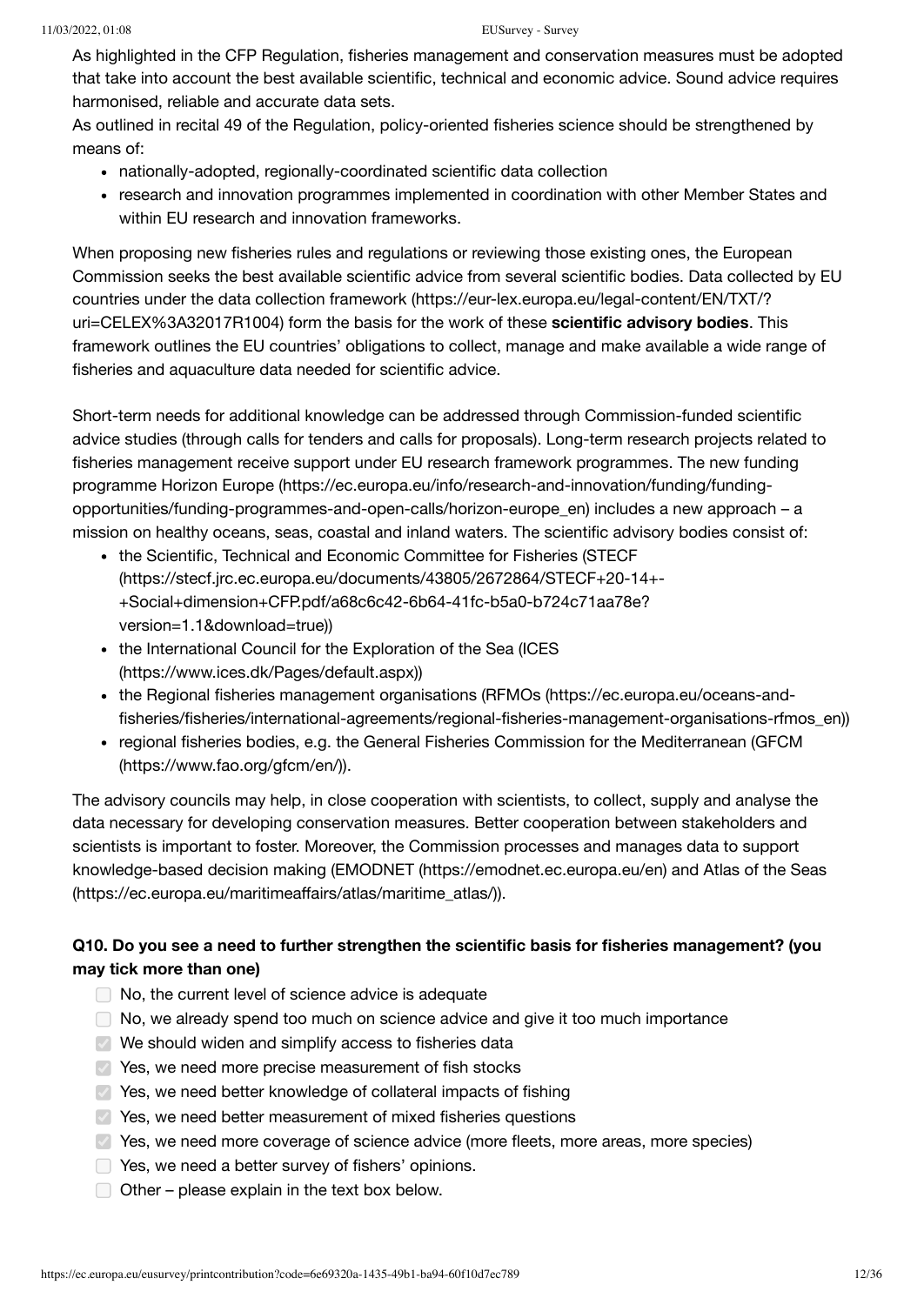As highlighted in the CFP Regulation, fisheries management and conservation measures must be adopted that take into account the best available scientific, technical and economic advice. Sound advice requires harmonised, reliable and accurate data sets.

As outlined in recital 49 of the Regulation, policy-oriented fisheries science should be strengthened by means of:

- nationally-adopted, regionally-coordinated scientific data collection
- research and innovation programmes implemented in coordination with other Member States and within EU research and innovation frameworks.

When proposing new fisheries rules and regulations or reviewing those existing ones, the European Commission seeks the best available scientific advice from several scientific bodies. Data collected by EU countries under the data collection framework (https://eur-lex.europa.eu/legal-content/EN/TXT/?uri=CELEX%3A32017R1004) form the basis for the work of these **scientific advisory bodies**. This framework outlines the EU countries' obligations to collect, manage and make available a wide range of fisheries and aquaculture data needed for scientific advice.

Short-term needs for additional knowledge can be addressed through Commission-funded scientific advice studies (through calls for tenders and calls for proposals). Long-term research projects related to fisheries management receive support under EU research framework programmes. The new funding programme Horizon Europe (https://ec.europa.eu/info/research-and-innovation/funding/funding-opportunities/funding-programmes-and-open-calls/horizon-europe_en) includes a new approach – a mission on healthy oceans, seas, coastal and inland waters. The scientific advisory bodies consist of:

- the Scientific, Technical and Economic Committee for Fisheries (STECF (https://stecf.jrc.ec.europa.eu/documents/43805/2672864/STECF+20-14+-+Social+dimension+CFP.pdf/a68c6c42-6b64-41fc-b5a0-b724c71aa78e?version=1.1&download=true))
- the International Council for the Exploration of the Sea (ICES (https://www.ices.dk/Pages/default.aspx))
- the Regional fisheries management organisations (RFMOs (https://ec.europa.eu/oceans-and-fisheries/fisheries/international-agreements/regional-fisheries-management-organisations-rfmos_en))
- regional fisheries bodies, e.g. the General Fisheries Commission for the Mediterranean (GFCM (https://www.fao.org/gfcm/en/)).

The advisory councils may help, in close cooperation with scientists, to collect, supply and analyse the data necessary for developing conservation measures. Better cooperation between stakeholders and scientists is important to foster. Moreover, the Commission processes and manages data to support knowledge-based decision making (EMODNET (https://emodnet.ec.europa.eu/en) and Atlas of the Seas (https://ec.europa.eu/maritimeaffairs/atlas/maritime_atlas/)).

**Q10. Do you see a need to further strengthen the scientific basis for fisheries management? (you may tick more than one)**

- [ ] No, the current level of science advice is adequate
- [ ] No, we already spend too much on science advice and give it too much importance
- [x] We should widen and simplify access to fisheries data
- [x] Yes, we need more precise measurement of fish stocks
- [x] Yes, we need better knowledge of collateral impacts of fishing
- [x] Yes, we need better measurement of mixed fisheries questions
- [x] Yes, we need more coverage of science advice (more fleets, more areas, more species)
- [ ] Yes, we need a better survey of fishers' opinions.
- [ ] Other – please explain in the text box below.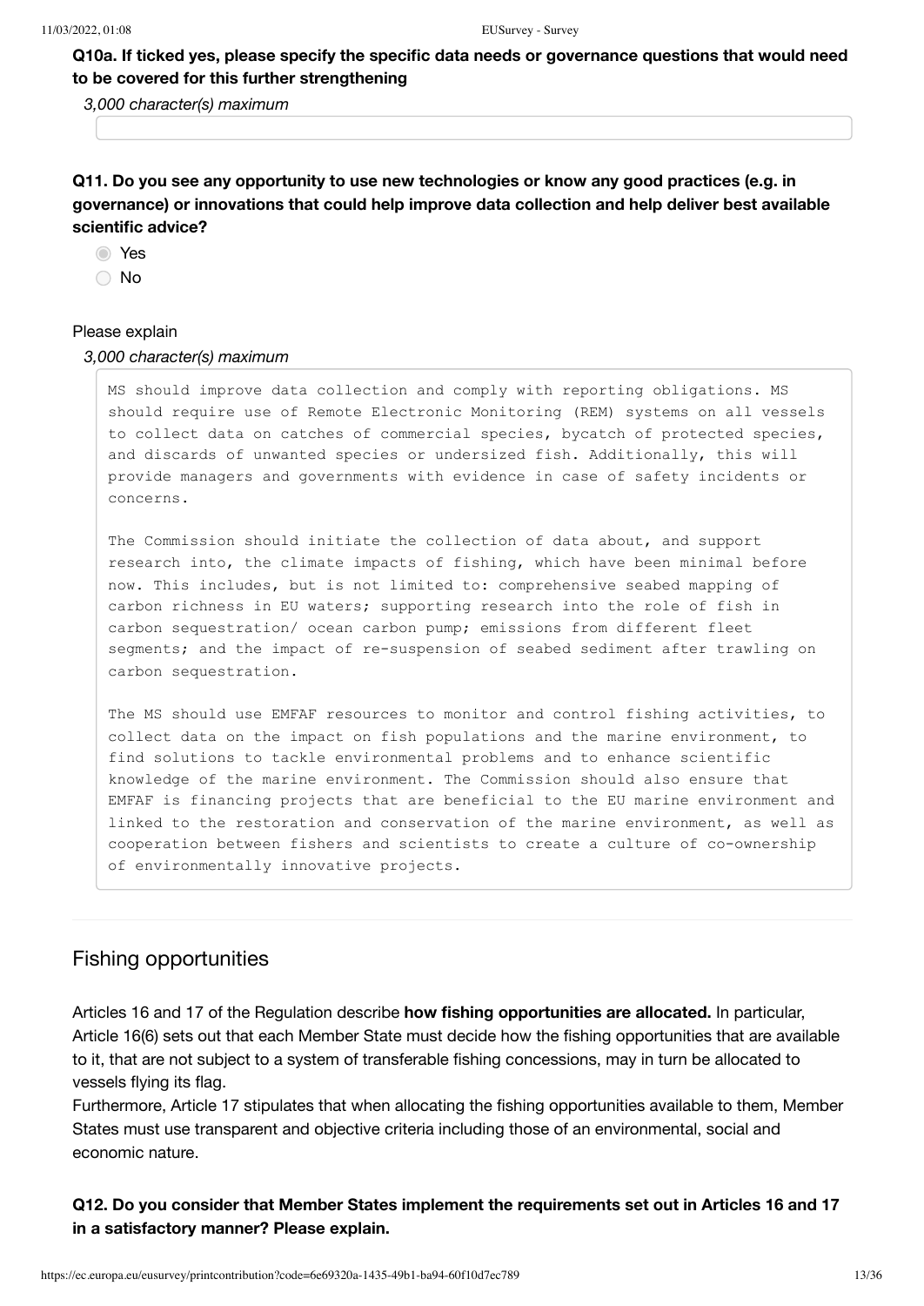**Q10a. If ticked yes, please specify the specific data needs or governance questions that would need to be covered for this further strengthening**

*3,000 character(s) maximum*

**Q11. Do you see any opportunity to use new technologies or know any good practices (e.g. in governance) or innovations that could help improve data collection and help deliver best available scientific advice?**

- ◉ Yes
- ○ No

Please explain

*3,000 character(s) maximum*

MS should improve data collection and comply with reporting obligations. MS should require use of Remote Electronic Monitoring (REM) systems on all vessels to collect data on catches of commercial species, bycatch of protected species, and discards of unwanted species or undersized fish. Additionally, this will provide managers and governments with evidence in case of safety incidents or concerns.

The Commission should initiate the collection of data about, and support research into, the climate impacts of fishing, which have been minimal before now. This includes, but is not limited to: comprehensive seabed mapping of carbon richness in EU waters; supporting research into the role of fish in carbon sequestration/ ocean carbon pump; emissions from different fleet segments; and the impact of re-suspension of seabed sediment after trawling on carbon sequestration.

The MS should use EMFAF resources to monitor and control fishing activities, to collect data on the impact on fish populations and the marine environment, to find solutions to tackle environmental problems and to enhance scientific knowledge of the marine environment. The Commission should also ensure that EMFAF is financing projects that are beneficial to the EU marine environment and linked to the restoration and conservation of the marine environment, as well as cooperation between fishers and scientists to create a culture of co-ownership of environmentally innovative projects.

## Fishing opportunities

Articles 16 and 17 of the Regulation describe **how fishing opportunities are allocated.** In particular, Article 16(6) sets out that each Member State must decide how the fishing opportunities that are available to it, that are not subject to a system of transferable fishing concessions, may in turn be allocated to vessels flying its flag.

Furthermore, Article 17 stipulates that when allocating the fishing opportunities available to them, Member States must use transparent and objective criteria including those of an environmental, social and economic nature.

**Q12. Do you consider that Member States implement the requirements set out in Articles 16 and 17 in a satisfactory manner? Please explain.**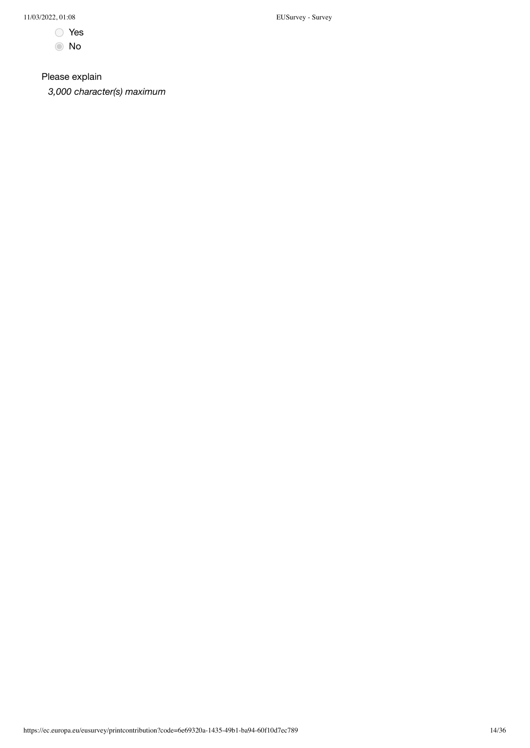- ○ Yes
- ◉ No

Please explain

*3,000 character(s) maximum*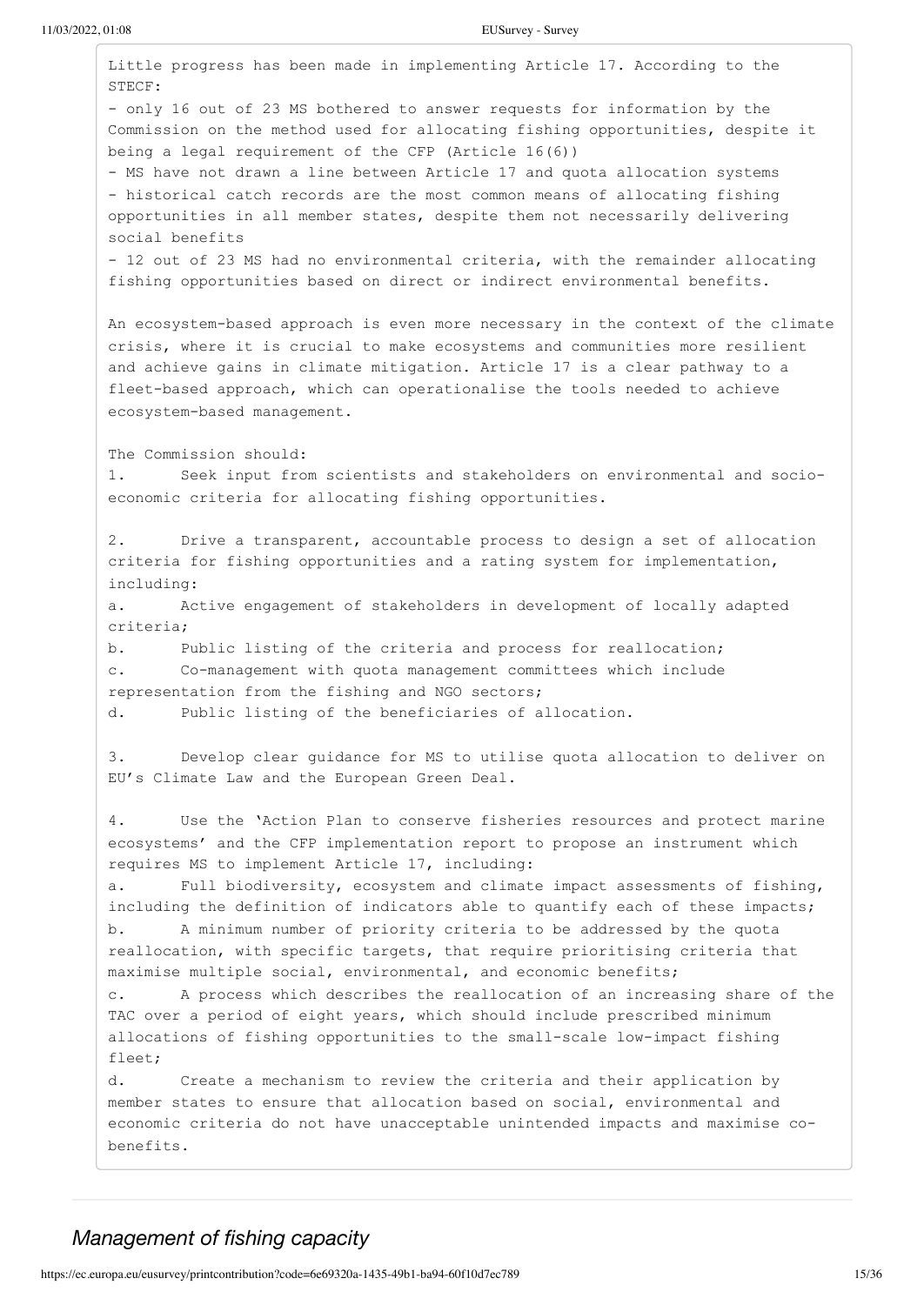Little progress has been made in implementing Article 17. According to the STECF:

- only 16 out of 23 MS bothered to answer requests for information by the Commission on the method used for allocating fishing opportunities, despite it being a legal requirement of the CFP (Article 16(6))
- MS have not drawn a line between Article 17 and quota allocation systems
- historical catch records are the most common means of allocating fishing opportunities in all member states, despite them not necessarily delivering social benefits
- 12 out of 23 MS had no environmental criteria, with the remainder allocating fishing opportunities based on direct or indirect environmental benefits.

An ecosystem-based approach is even more necessary in the context of the climate crisis, where it is crucial to make ecosystems and communities more resilient and achieve gains in climate mitigation. Article 17 is a clear pathway to a fleet-based approach, which can operationalise the tools needed to achieve ecosystem-based management.

The Commission should:

1. Seek input from scientists and stakeholders on environmental and socio-economic criteria for allocating fishing opportunities.

2. Drive a transparent, accountable process to design a set of allocation criteria for fishing opportunities and a rating system for implementation, including:
   a. Active engagement of stakeholders in development of locally adapted criteria;
   b. Public listing of the criteria and process for reallocation;
   c. Co-management with quota management committees which include representation from the fishing and NGO sectors;
   d. Public listing of the beneficiaries of allocation.

3. Develop clear guidance for MS to utilise quota allocation to deliver on EU's Climate Law and the European Green Deal.

4. Use the 'Action Plan to conserve fisheries resources and protect marine ecosystems' and the CFP implementation report to propose an instrument which requires MS to implement Article 17, including:
   a. Full biodiversity, ecosystem and climate impact assessments of fishing, including the definition of indicators able to quantify each of these impacts;
   b. A minimum number of priority criteria to be addressed by the quota reallocation, with specific targets, that require prioritising criteria that maximise multiple social, environmental, and economic benefits;
   c. A process which describes the reallocation of an increasing share of the TAC over a period of eight years, which should include prescribed minimum allocations of fishing opportunities to the small-scale low-impact fishing fleet;
   d. Create a mechanism to review the criteria and their application by member states to ensure that allocation based on social, environmental and economic criteria do not have unacceptable unintended impacts and maximise co-benefits.

## *Management of fishing capacity*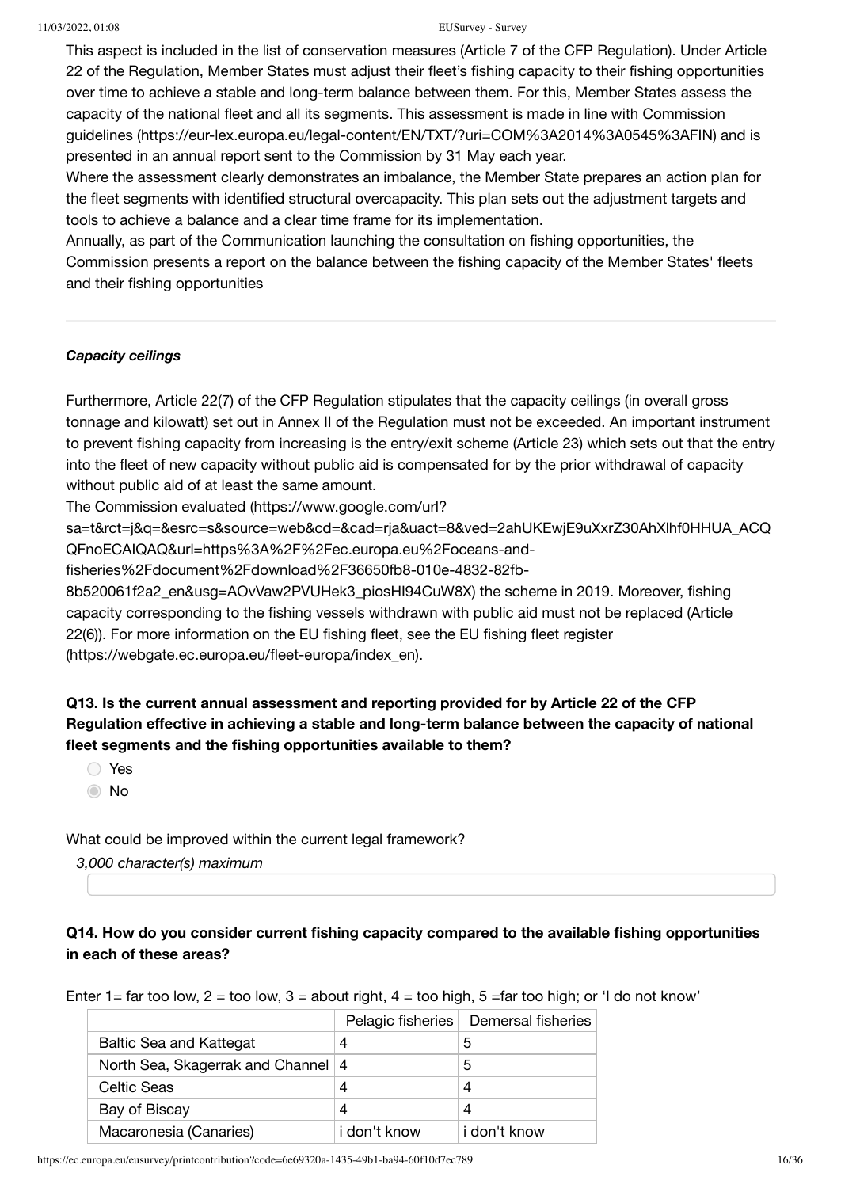This aspect is included in the list of conservation measures (Article 7 of the CFP Regulation). Under Article 22 of the Regulation, Member States must adjust their fleet's fishing capacity to their fishing opportunities over time to achieve a stable and long-term balance between them. For this, Member States assess the capacity of the national fleet and all its segments. This assessment is made in line with Commission guidelines (https://eur-lex.europa.eu/legal-content/EN/TXT/?uri=COM%3A2014%3A0545%3AFIN) and is presented in an annual report sent to the Commission by 31 May each year.

Where the assessment clearly demonstrates an imbalance, the Member State prepares an action plan for the fleet segments with identified structural overcapacity. This plan sets out the adjustment targets and tools to achieve a balance and a clear time frame for its implementation.

Annually, as part of the Communication launching the consultation on fishing opportunities, the Commission presents a report on the balance between the fishing capacity of the Member States' fleets and their fishing opportunities

***Capacity ceilings***

Furthermore, Article 22(7) of the CFP Regulation stipulates that the capacity ceilings (in overall gross tonnage and kilowatt) set out in Annex II of the Regulation must not be exceeded. An important instrument to prevent fishing capacity from increasing is the entry/exit scheme (Article 23) which sets out that the entry into the fleet of new capacity without public aid is compensated for by the prior withdrawal of capacity without public aid of at least the same amount.

The Commission evaluated (https://www.google.com/url?sa=t&rct=j&q=&esrc=s&source=web&cd=&cad=rja&uact=8&ved=2ahUKEwjE9uXxrZ30AhXlhf0HHUA_ACQQFnoECAIQAQ&url=https%3A%2F%2Fec.europa.eu%2Foceans-and-fisheries%2Fdocument%2Fdownload%2F36650fb8-010e-4832-82fb-8b520061f2a2_en&usg=AOvVaw2PVUHek3_piosHI94CuW8X) the scheme in 2019. Moreover, fishing capacity corresponding to the fishing vessels withdrawn with public aid must not be replaced (Article 22(6)). For more information on the EU fishing fleet, see the EU fishing fleet register (https://webgate.ec.europa.eu/fleet-europa/index_en).

**Q13. Is the current annual assessment and reporting provided for by Article 22 of the CFP Regulation effective in achieving a stable and long-term balance between the capacity of national fleet segments and the fishing opportunities available to them?**

- ○ Yes
- ◉ No

What could be improved within the current legal framework?

*3,000 character(s) maximum*

**Q14. How do you consider current fishing capacity compared to the available fishing opportunities in each of these areas?**

Enter 1= far too low, 2 = too low, 3 = about right, 4 = too high, 5 =far too high; or 'I do not know'

| | Pelagic fisheries | Demersal fisheries |
|---|---|---|
| Baltic Sea and Kattegat | 4 | 5 |
| North Sea, Skagerrak and Channel | 4 | 5 |
| Celtic Seas | 4 | 4 |
| Bay of Biscay | 4 | 4 |
| Macaronesia (Canaries) | i don't know | i don't know |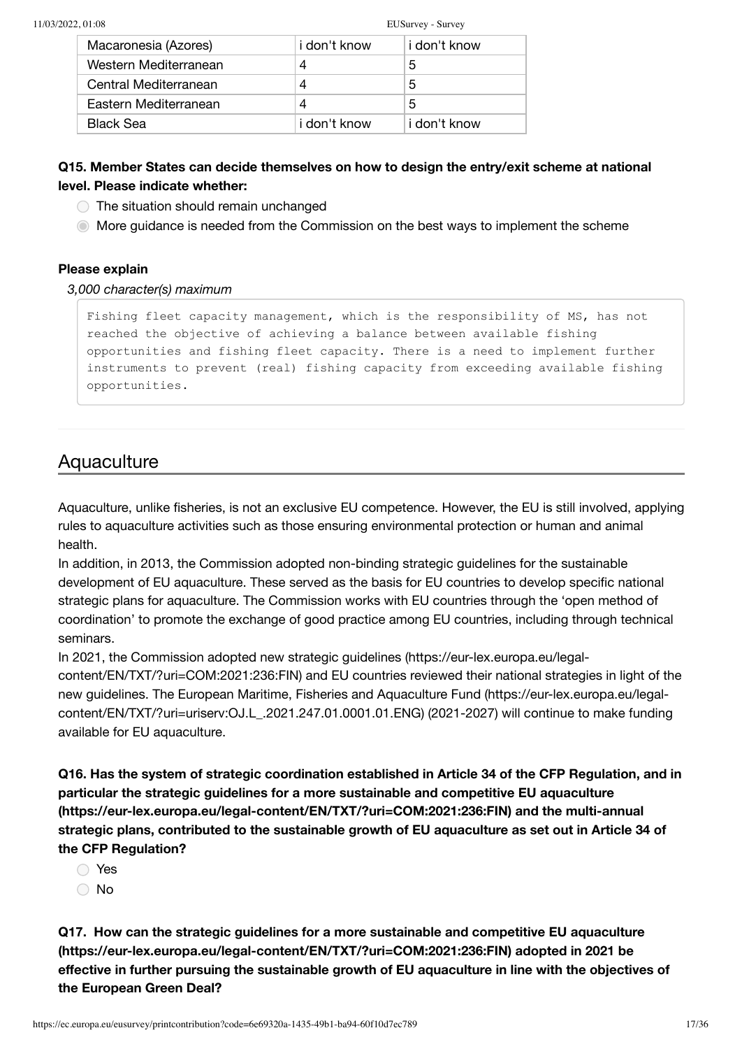| Macaronesia (Azores) | i don't know | i don't know |
|---|---|---|
| Western Mediterranean | 4 | 5 |
| Central Mediterranean | 4 | 5 |
| Eastern Mediterranean | 4 | 5 |
| Black Sea | i don't know | i don't know |

**Q15. Member States can decide themselves on how to design the entry/exit scheme at national level. Please indicate whether:**

- ○ The situation should remain unchanged
- ◉ More guidance is needed from the Commission on the best ways to implement the scheme

**Please explain**

*3,000 character(s) maximum*

```
Fishing fleet capacity management, which is the responsibility of MS, has not reached the objective of achieving a balance between available fishing opportunities and fishing fleet capacity. There is a need to implement further instruments to prevent (real) fishing capacity from exceeding available fishing opportunities.
```

## Aquaculture

Aquaculture, unlike fisheries, is not an exclusive EU competence. However, the EU is still involved, applying rules to aquaculture activities such as those ensuring environmental protection or human and animal health.

In addition, in 2013, the Commission adopted non-binding strategic guidelines for the sustainable development of EU aquaculture. These served as the basis for EU countries to develop specific national strategic plans for aquaculture. The Commission works with EU countries through the 'open method of coordination' to promote the exchange of good practice among EU countries, including through technical seminars.

In 2021, the Commission adopted new strategic guidelines (https://eur-lex.europa.eu/legal-content/EN/TXT/?uri=COM:2021:236:FIN) and EU countries reviewed their national strategies in light of the new guidelines. The European Maritime, Fisheries and Aquaculture Fund (https://eur-lex.europa.eu/legal-content/EN/TXT/?uri=uriserv:OJ.L_.2021.247.01.0001.01.ENG) (2021-2027) will continue to make funding available for EU aquaculture.

**Q16. Has the system of strategic coordination established in Article 34 of the CFP Regulation, and in particular the strategic guidelines for a more sustainable and competitive EU aquaculture (https://eur-lex.europa.eu/legal-content/EN/TXT/?uri=COM:2021:236:FIN) and the multi-annual strategic plans, contributed to the sustainable growth of EU aquaculture as set out in Article 34 of the CFP Regulation?**

- ○ Yes
- ○ No

**Q17. How can the strategic guidelines for a more sustainable and competitive EU aquaculture (https://eur-lex.europa.eu/legal-content/EN/TXT/?uri=COM:2021:236:FIN) adopted in 2021 be effective in further pursuing the sustainable growth of EU aquaculture in line with the objectives of the European Green Deal?**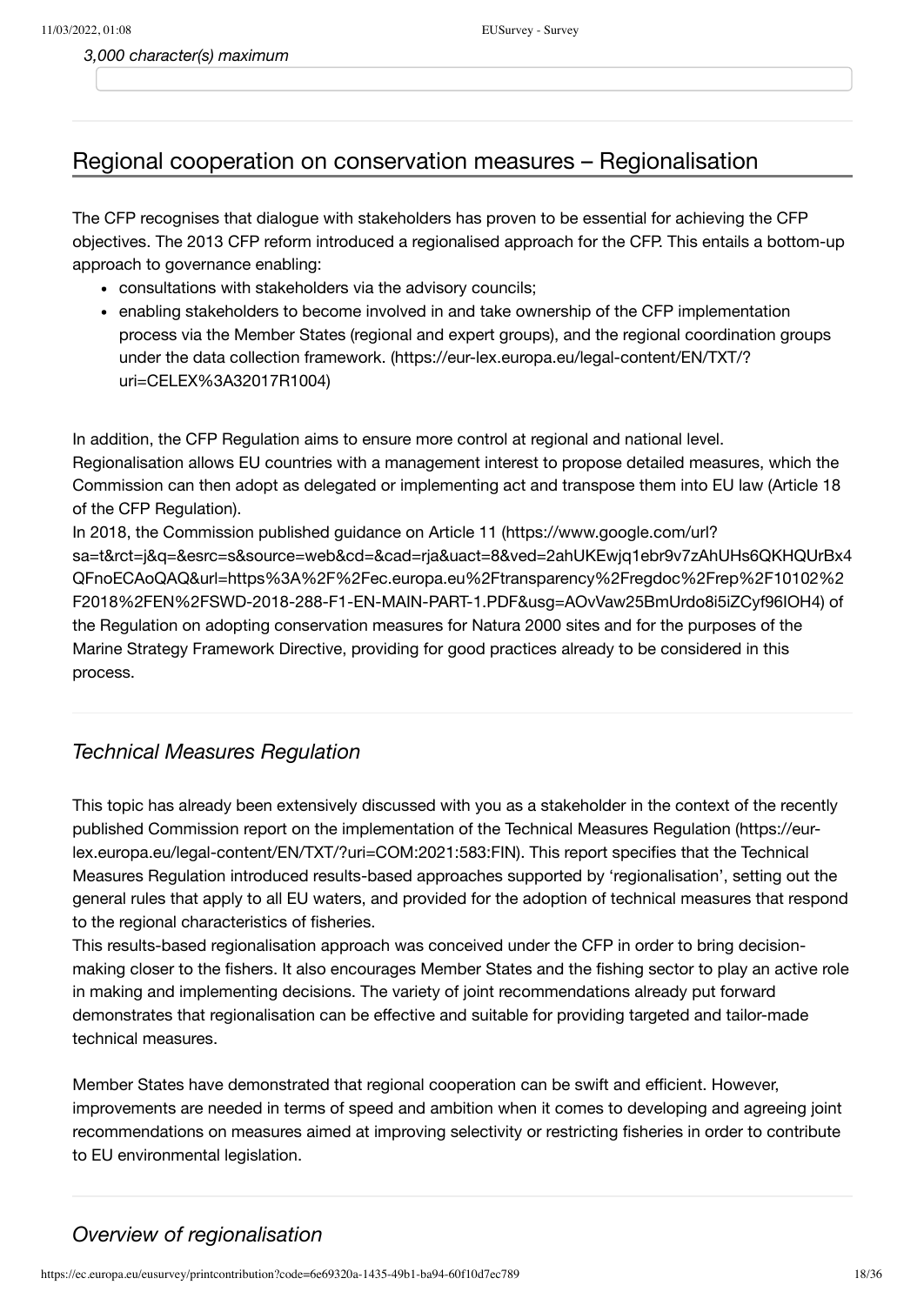*3,000 character(s) maximum*

## Regional cooperation on conservation measures – Regionalisation

The CFP recognises that dialogue with stakeholders has proven to be essential for achieving the CFP objectives. The 2013 CFP reform introduced a regionalised approach for the CFP. This entails a bottom-up approach to governance enabling:

- consultations with stakeholders via the advisory councils;
- enabling stakeholders to become involved in and take ownership of the CFP implementation process via the Member States (regional and expert groups), and the regional coordination groups under the data collection framework. (https://eur-lex.europa.eu/legal-content/EN/TXT/?uri=CELEX%3A32017R1004)

In addition, the CFP Regulation aims to ensure more control at regional and national level.
Regionalisation allows EU countries with a management interest to propose detailed measures, which the Commission can then adopt as delegated or implementing act and transpose them into EU law (Article 18 of the CFP Regulation).
In 2018, the Commission published guidance on Article 11 (https://www.google.com/url?sa=t&rct=j&q=&esrc=s&source=web&cd=&cad=rja&uact=8&ved=2ahUKEwjq1ebr9v7zAhUHs6QKHQUrBx4QFnoECAoQAQ&url=https%3A%2F%2Fec.europa.eu%2Ftransparency%2Fregdoc%2Frep%2F10102%2F2018%2FEN%2FSWD-2018-288-F1-EN-MAIN-PART-1.PDF&usg=AOvVaw25BmUrdo8i5iZCyf96IOH4) of the Regulation on adopting conservation measures for Natura 2000 sites and for the purposes of the Marine Strategy Framework Directive, providing for good practices already to be considered in this process.

### *Technical Measures Regulation*

This topic has already been extensively discussed with you as a stakeholder in the context of the recently published Commission report on the implementation of the Technical Measures Regulation (https://eur-lex.europa.eu/legal-content/EN/TXT/?uri=COM:2021:583:FIN). This report specifies that the Technical Measures Regulation introduced results-based approaches supported by 'regionalisation', setting out the general rules that apply to all EU waters, and provided for the adoption of technical measures that respond to the regional characteristics of fisheries.
This results-based regionalisation approach was conceived under the CFP in order to bring decision-making closer to the fishers. It also encourages Member States and the fishing sector to play an active role in making and implementing decisions. The variety of joint recommendations already put forward demonstrates that regionalisation can be effective and suitable for providing targeted and tailor-made technical measures.

Member States have demonstrated that regional cooperation can be swift and efficient. However, improvements are needed in terms of speed and ambition when it comes to developing and agreeing joint recommendations on measures aimed at improving selectivity or restricting fisheries in order to contribute to EU environmental legislation.

### *Overview of regionalisation*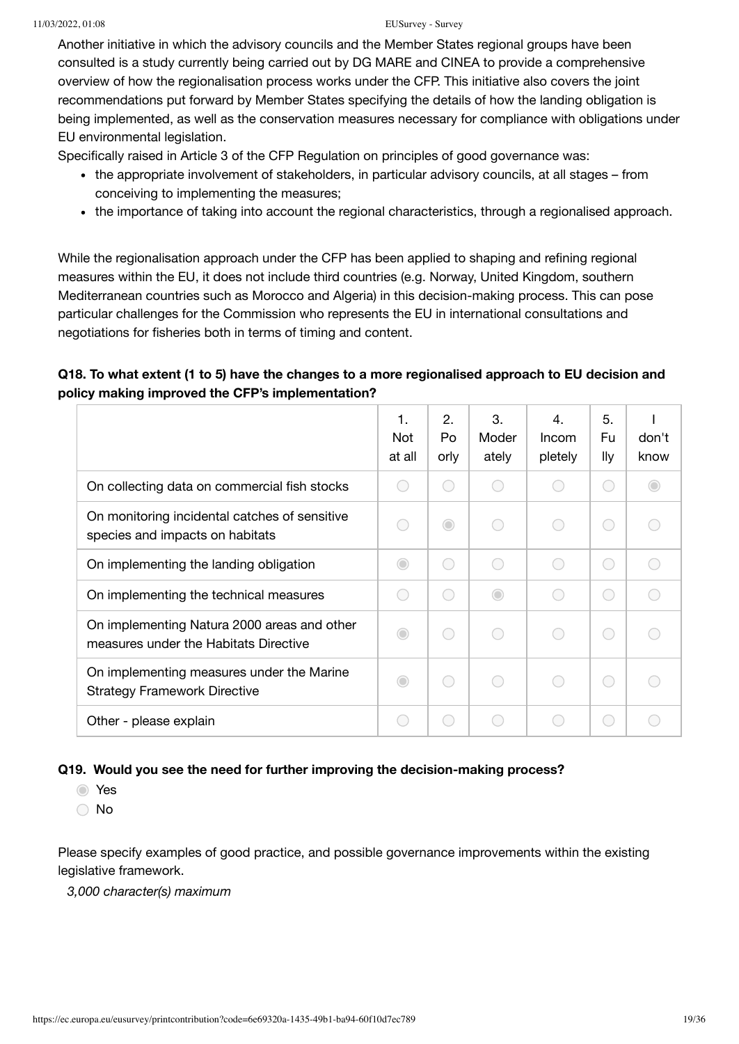Another initiative in which the advisory councils and the Member States regional groups have been consulted is a study currently being carried out by DG MARE and CINEA to provide a comprehensive overview of how the regionalisation process works under the CFP. This initiative also covers the joint recommendations put forward by Member States specifying the details of how the landing obligation is being implemented, as well as the conservation measures necessary for compliance with obligations under EU environmental legislation.

Specifically raised in Article 3 of the CFP Regulation on principles of good governance was:

- the appropriate involvement of stakeholders, in particular advisory councils, at all stages – from conceiving to implementing the measures;
- the importance of taking into account the regional characteristics, through a regionalised approach.

While the regionalisation approach under the CFP has been applied to shaping and refining regional measures within the EU, it does not include third countries (e.g. Norway, United Kingdom, southern Mediterranean countries such as Morocco and Algeria) in this decision-making process. This can pose particular challenges for the Commission who represents the EU in international consultations and negotiations for fisheries both in terms of timing and content.

**Q18. To what extent (1 to 5) have the changes to a more regionalised approach to EU decision and policy making improved the CFP's implementation?**

| | 1. Not at all | 2. Poorly | 3. Moderately | 4. Incompletely | 5. Fully | I don't know |
|---|---|---|---|---|---|---|
| On collecting data on commercial fish stocks | ○ | ○ | ○ | ○ | ○ | ◉ |
| On monitoring incidental catches of sensitive species and impacts on habitats | ○ | ◉ | ○ | ○ | ○ | ○ |
| On implementing the landing obligation | ◉ | ○ | ○ | ○ | ○ | ○ |
| On implementing the technical measures | ○ | ○ | ◉ | ○ | ○ | ○ |
| On implementing Natura 2000 areas and other measures under the Habitats Directive | ◉ | ○ | ○ | ○ | ○ | ○ |
| On implementing measures under the Marine Strategy Framework Directive | ◉ | ○ | ○ | ○ | ○ | ○ |
| Other - please explain | ○ | ○ | ○ | ○ | ○ | ○ |

**Q19. Would you see the need for further improving the decision-making process?**

- ◉ Yes
- ○ No

Please specify examples of good practice, and possible governance improvements within the existing legislative framework.

*3,000 character(s) maximum*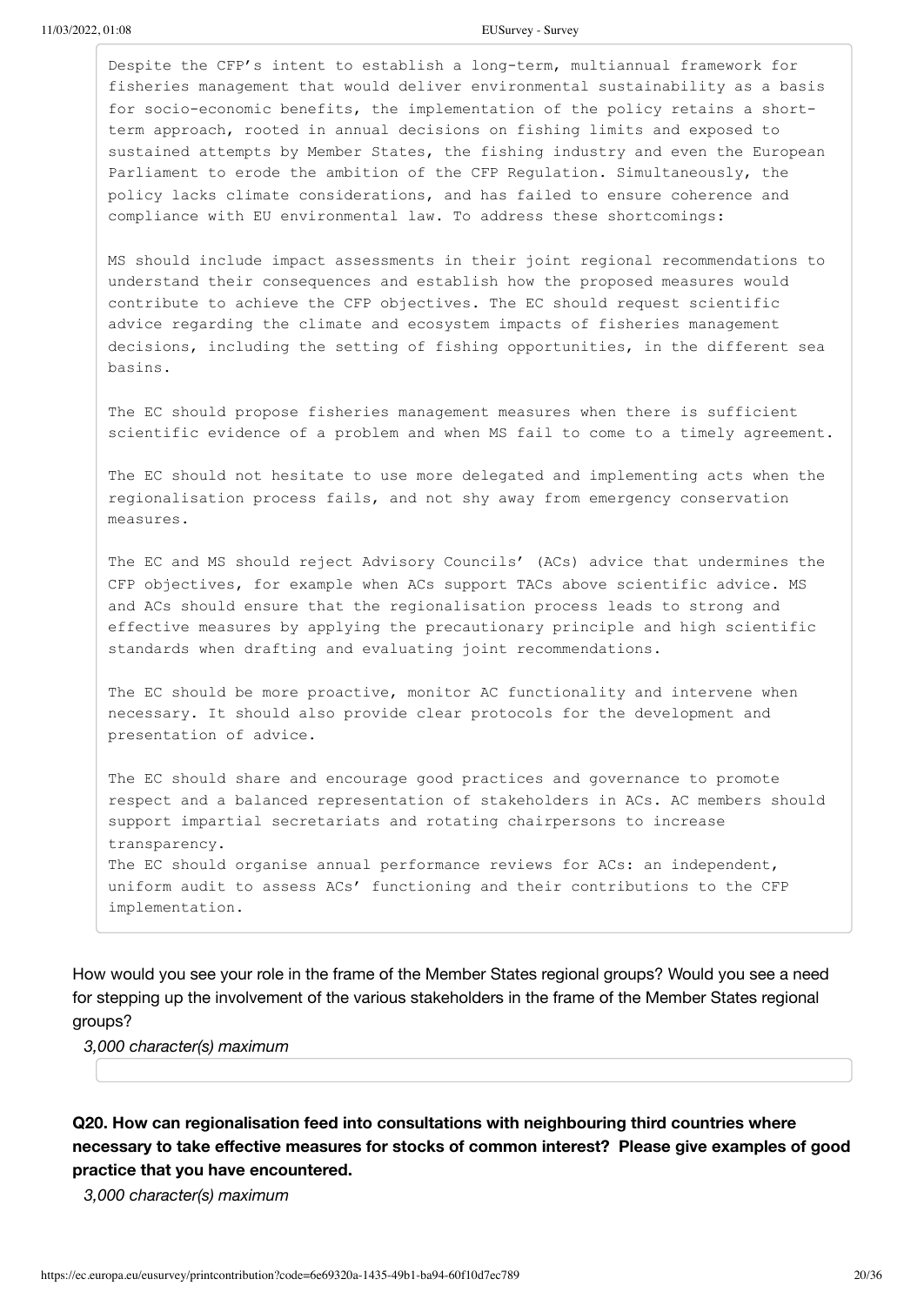Despite the CFP's intent to establish a long-term, multiannual framework for fisheries management that would deliver environmental sustainability as a basis for socio-economic benefits, the implementation of the policy retains a short-term approach, rooted in annual decisions on fishing limits and exposed to sustained attempts by Member States, the fishing industry and even the European Parliament to erode the ambition of the CFP Regulation. Simultaneously, the policy lacks climate considerations, and has failed to ensure coherence and compliance with EU environmental law. To address these shortcomings:

MS should include impact assessments in their joint regional recommendations to understand their consequences and establish how the proposed measures would contribute to achieve the CFP objectives. The EC should request scientific advice regarding the climate and ecosystem impacts of fisheries management decisions, including the setting of fishing opportunities, in the different sea basins.

The EC should propose fisheries management measures when there is sufficient scientific evidence of a problem and when MS fail to come to a timely agreement.

The EC should not hesitate to use more delegated and implementing acts when the regionalisation process fails, and not shy away from emergency conservation measures.

The EC and MS should reject Advisory Councils' (ACs) advice that undermines the CFP objectives, for example when ACs support TACs above scientific advice. MS and ACs should ensure that the regionalisation process leads to strong and effective measures by applying the precautionary principle and high scientific standards when drafting and evaluating joint recommendations.

The EC should be more proactive, monitor AC functionality and intervene when necessary. It should also provide clear protocols for the development and presentation of advice.

The EC should share and encourage good practices and governance to promote respect and a balanced representation of stakeholders in ACs. AC members should support impartial secretariats and rotating chairpersons to increase transparency.
The EC should organise annual performance reviews for ACs: an independent, uniform audit to assess ACs' functioning and their contributions to the CFP implementation.

How would you see your role in the frame of the Member States regional groups? Would you see a need for stepping up the involvement of the various stakeholders in the frame of the Member States regional groups?

*3,000 character(s) maximum*

**Q20. How can regionalisation feed into consultations with neighbouring third countries where necessary to take effective measures for stocks of common interest? Please give examples of good practice that you have encountered.**

*3,000 character(s) maximum*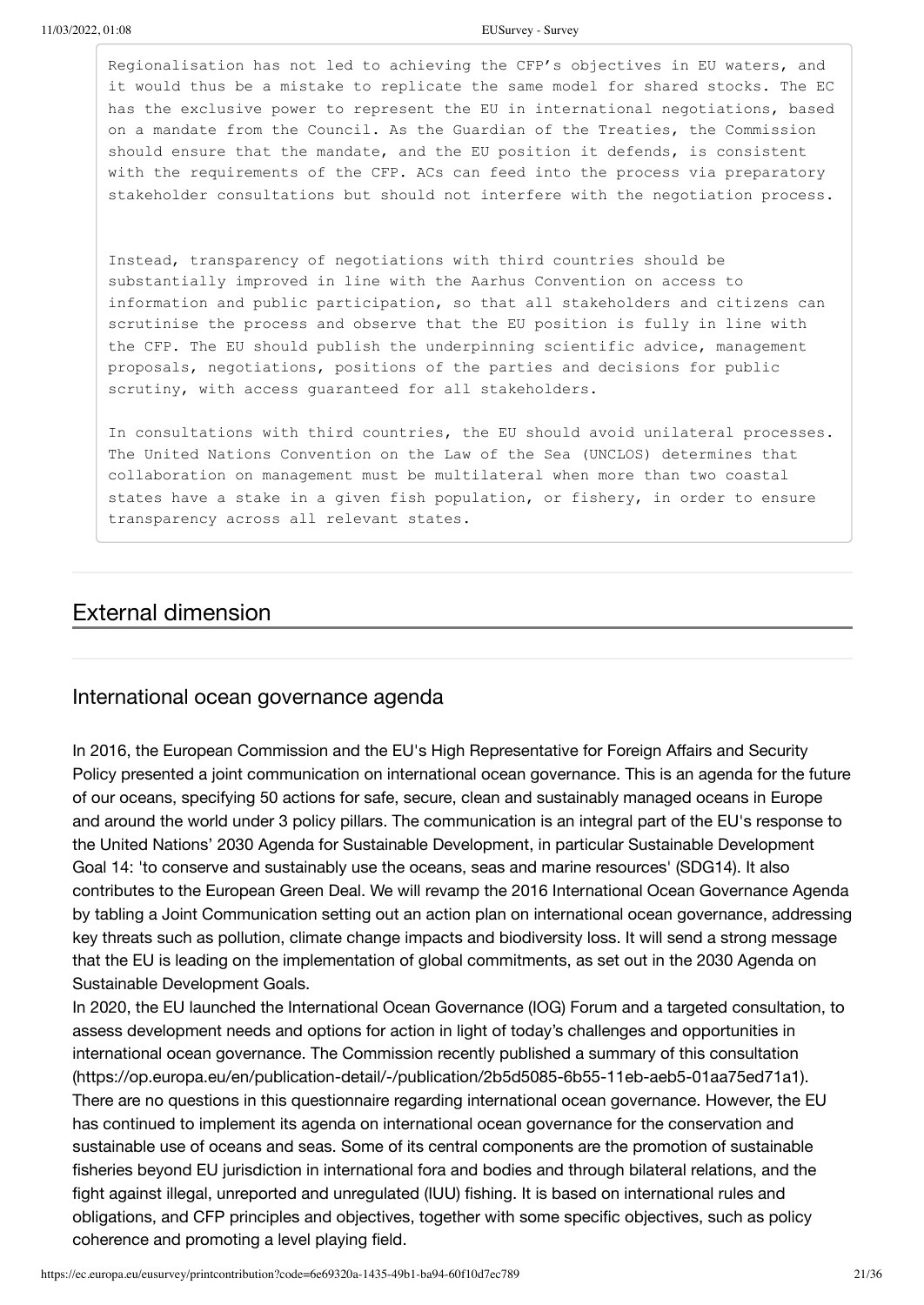Regionalisation has not led to achieving the CFP's objectives in EU waters, and it would thus be a mistake to replicate the same model for shared stocks. The EC has the exclusive power to represent the EU in international negotiations, based on a mandate from the Council. As the Guardian of the Treaties, the Commission should ensure that the mandate, and the EU position it defends, is consistent with the requirements of the CFP. ACs can feed into the process via preparatory stakeholder consultations but should not interfere with the negotiation process.

Instead, transparency of negotiations with third countries should be substantially improved in line with the Aarhus Convention on access to information and public participation, so that all stakeholders and citizens can scrutinise the process and observe that the EU position is fully in line with the CFP. The EU should publish the underpinning scientific advice, management proposals, negotiations, positions of the parties and decisions for public scrutiny, with access guaranteed for all stakeholders.

In consultations with third countries, the EU should avoid unilateral processes. The United Nations Convention on the Law of the Sea (UNCLOS) determines that collaboration on management must be multilateral when more than two coastal states have a stake in a given fish population, or fishery, in order to ensure transparency across all relevant states.

## External dimension

### International ocean governance agenda

In 2016, the European Commission and the EU's High Representative for Foreign Affairs and Security Policy presented a joint communication on international ocean governance. This is an agenda for the future of our oceans, specifying 50 actions for safe, secure, clean and sustainably managed oceans in Europe and around the world under 3 policy pillars. The communication is an integral part of the EU's response to the United Nations' 2030 Agenda for Sustainable Development, in particular Sustainable Development Goal 14: 'to conserve and sustainably use the oceans, seas and marine resources' (SDG14). It also contributes to the European Green Deal. We will revamp the 2016 International Ocean Governance Agenda by tabling a Joint Communication setting out an action plan on international ocean governance, addressing key threats such as pollution, climate change impacts and biodiversity loss. It will send a strong message that the EU is leading on the implementation of global commitments, as set out in the 2030 Agenda on Sustainable Development Goals.

In 2020, the EU launched the International Ocean Governance (IOG) Forum and a targeted consultation, to assess development needs and options for action in light of today's challenges and opportunities in international ocean governance. The Commission recently published a summary of this consultation (https://op.europa.eu/en/publication-detail/-/publication/2b5d5085-6b55-11eb-aeb5-01aa75ed71a1). There are no questions in this questionnaire regarding international ocean governance. However, the EU has continued to implement its agenda on international ocean governance for the conservation and sustainable use of oceans and seas. Some of its central components are the promotion of sustainable fisheries beyond EU jurisdiction in international fora and bodies and through bilateral relations, and the fight against illegal, unreported and unregulated (IUU) fishing. It is based on international rules and obligations, and CFP principles and objectives, together with some specific objectives, such as policy coherence and promoting a level playing field.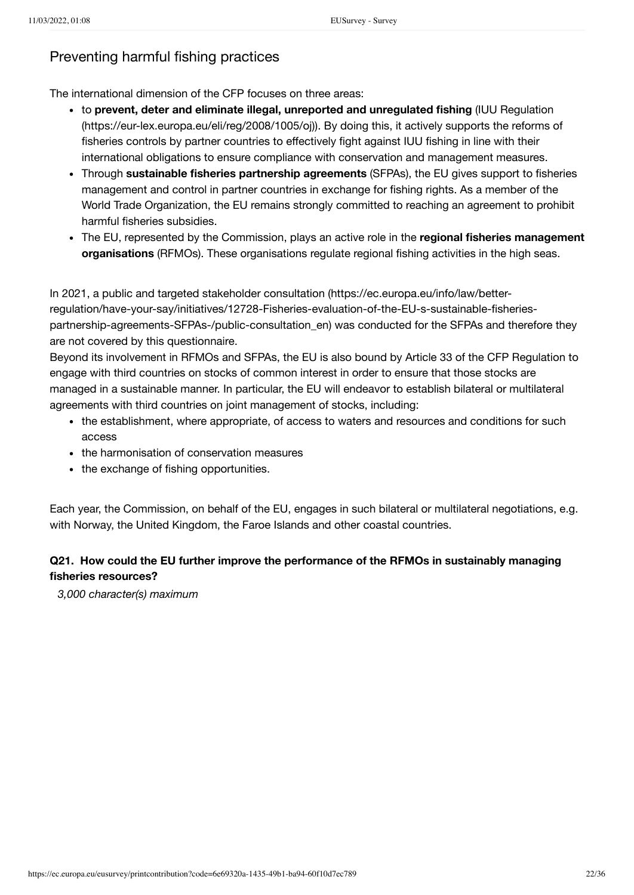## Preventing harmful fishing practices

The international dimension of the CFP focuses on three areas:

- to **prevent, deter and eliminate illegal, unreported and unregulated fishing** (IUU Regulation (https://eur-lex.europa.eu/eli/reg/2008/1005/oj)). By doing this, it actively supports the reforms of fisheries controls by partner countries to effectively fight against IUU fishing in line with their international obligations to ensure compliance with conservation and management measures.
- Through **sustainable fisheries partnership agreements** (SFPAs), the EU gives support to fisheries management and control in partner countries in exchange for fishing rights. As a member of the World Trade Organization, the EU remains strongly committed to reaching an agreement to prohibit harmful fisheries subsidies.
- The EU, represented by the Commission, plays an active role in the **regional fisheries management organisations** (RFMOs). These organisations regulate regional fishing activities in the high seas.

In 2021, a public and targeted stakeholder consultation (https://ec.europa.eu/info/law/better-regulation/have-your-say/initiatives/12728-Fisheries-evaluation-of-the-EU-s-sustainable-fisheries-partnership-agreements-SFPAs-/public-consultation_en) was conducted for the SFPAs and therefore they are not covered by this questionnaire.

Beyond its involvement in RFMOs and SFPAs, the EU is also bound by Article 33 of the CFP Regulation to engage with third countries on stocks of common interest in order to ensure that those stocks are managed in a sustainable manner. In particular, the EU will endeavor to establish bilateral or multilateral agreements with third countries on joint management of stocks, including:

- the establishment, where appropriate, of access to waters and resources and conditions for such access
- the harmonisation of conservation measures
- the exchange of fishing opportunities.

Each year, the Commission, on behalf of the EU, engages in such bilateral or multilateral negotiations, e.g. with Norway, the United Kingdom, the Faroe Islands and other coastal countries.

**Q21. How could the EU further improve the performance of the RFMOs in sustainably managing fisheries resources?**

*3,000 character(s) maximum*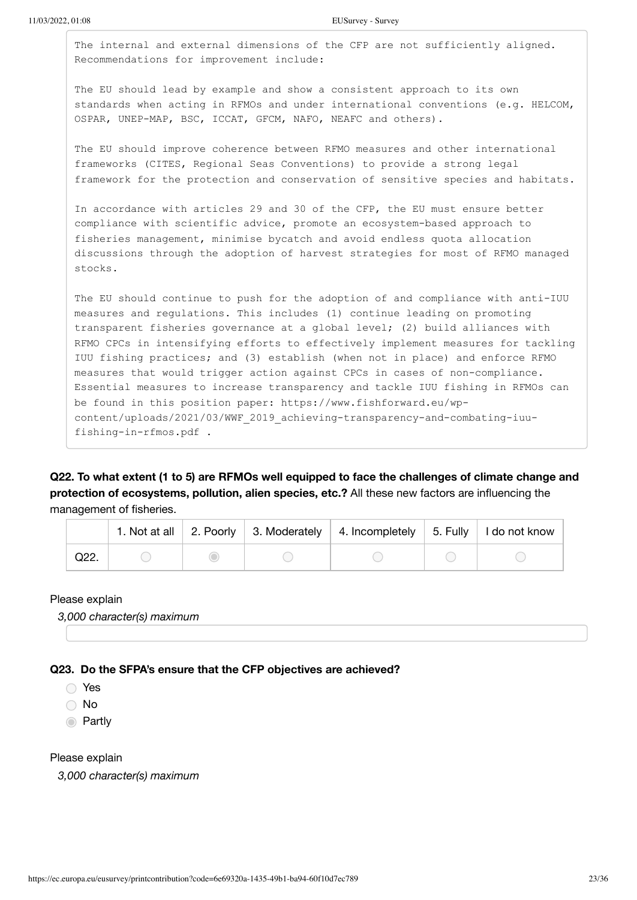The internal and external dimensions of the CFP are not sufficiently aligned. Recommendations for improvement include:

The EU should lead by example and show a consistent approach to its own standards when acting in RFMOs and under international conventions (e.g. HELCOM, OSPAR, UNEP-MAP, BSC, ICCAT, GFCM, NAFO, NEAFC and others).

The EU should improve coherence between RFMO measures and other international frameworks (CITES, Regional Seas Conventions) to provide a strong legal framework for the protection and conservation of sensitive species and habitats.

In accordance with articles 29 and 30 of the CFP, the EU must ensure better compliance with scientific advice, promote an ecosystem-based approach to fisheries management, minimise bycatch and avoid endless quota allocation discussions through the adoption of harvest strategies for most of RFMO managed stocks.

The EU should continue to push for the adoption of and compliance with anti-IUU measures and regulations. This includes (1) continue leading on promoting transparent fisheries governance at a global level; (2) build alliances with RFMO CPCs in intensifying efforts to effectively implement measures for tackling IUU fishing practices; and (3) establish (when not in place) and enforce RFMO measures that would trigger action against CPCs in cases of non-compliance. Essential measures to increase transparency and tackle IUU fishing in RFMOs can be found in this position paper: https://www.fishforward.eu/wp-content/uploads/2021/03/WWF_2019_achieving-transparency-and-combating-iuu-fishing-in-rfmos.pdf .

**Q22. To what extent (1 to 5) are RFMOs well equipped to face the challenges of climate change and protection of ecosystems, pollution, alien species, etc.?** All these new factors are influencing the management of fisheries.

| | 1. Not at all | 2. Poorly | 3. Moderately | 4. Incompletely | 5. Fully | I do not know |
|---|---|---|---|---|---|---|
| Q22. | ○ | ◉ | ○ | ○ | ○ | ○ |

Please explain

*3,000 character(s) maximum*

**Q23. Do the SFPA's ensure that the CFP objectives are achieved?**

- ○ Yes
- ○ No
- ◉ Partly

Please explain

*3,000 character(s) maximum*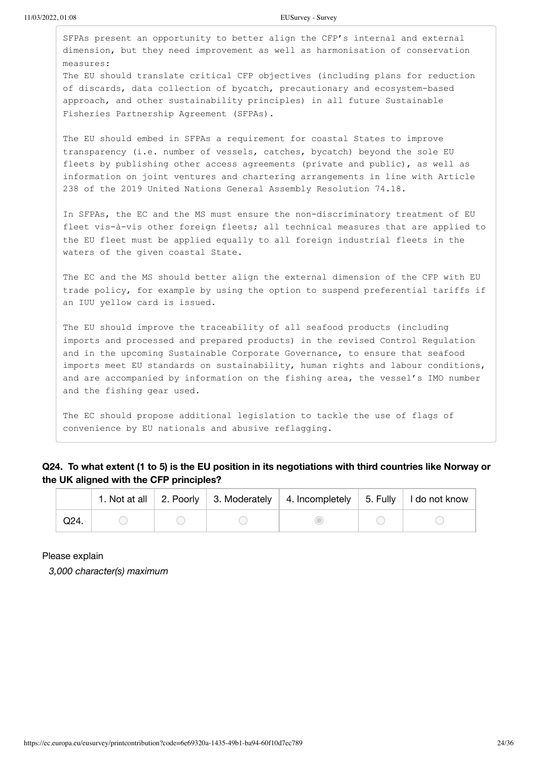SFPAs present an opportunity to better align the CFP's internal and external dimension, but they need improvement as well as harmonisation of conservation measures:
The EU should translate critical CFP objectives (including plans for reduction of discards, data collection of bycatch, precautionary and ecosystem-based approach, and other sustainability principles) in all future Sustainable Fisheries Partnership Agreement (SFPAs).

The EU should embed in SFPAs a requirement for coastal States to improve transparency (i.e. number of vessels, catches, bycatch) beyond the sole EU fleets by publishing other access agreements (private and public), as well as information on joint ventures and chartering arrangements in line with Article 238 of the 2019 United Nations General Assembly Resolution 74.18.

In SFPAs, the EC and the MS must ensure the non-discriminatory treatment of EU fleet vis-à-vis other foreign fleets; all technical measures that are applied to the EU fleet must be applied equally to all foreign industrial fleets in the waters of the given coastal State.

The EC and the MS should better align the external dimension of the CFP with EU trade policy, for example by using the option to suspend preferential tariffs if an IUU yellow card is issued.

The EU should improve the traceability of all seafood products (including imports and processed and prepared products) in the revised Control Regulation and in the upcoming Sustainable Corporate Governance, to ensure that seafood imports meet EU standards on sustainability, human rights and labour conditions, and are accompanied by information on the fishing area, the vessel's IMO number and the fishing gear used.

The EC should propose additional legislation to tackle the use of flags of convenience by EU nationals and abusive reflagging.

### Q24. To what extent (1 to 5) is the EU position in its negotiations with third countries like Norway or the UK aligned with the CFP principles?

| | 1. Not at all | 2. Poorly | 3. Moderately | 4. Incompletely | 5. Fully | I do not know |
|---|---|---|---|---|---|---|
| Q24. | ○ | ○ | ○ | ◉ | ○ | ○ |

Please explain

*3,000 character(s) maximum*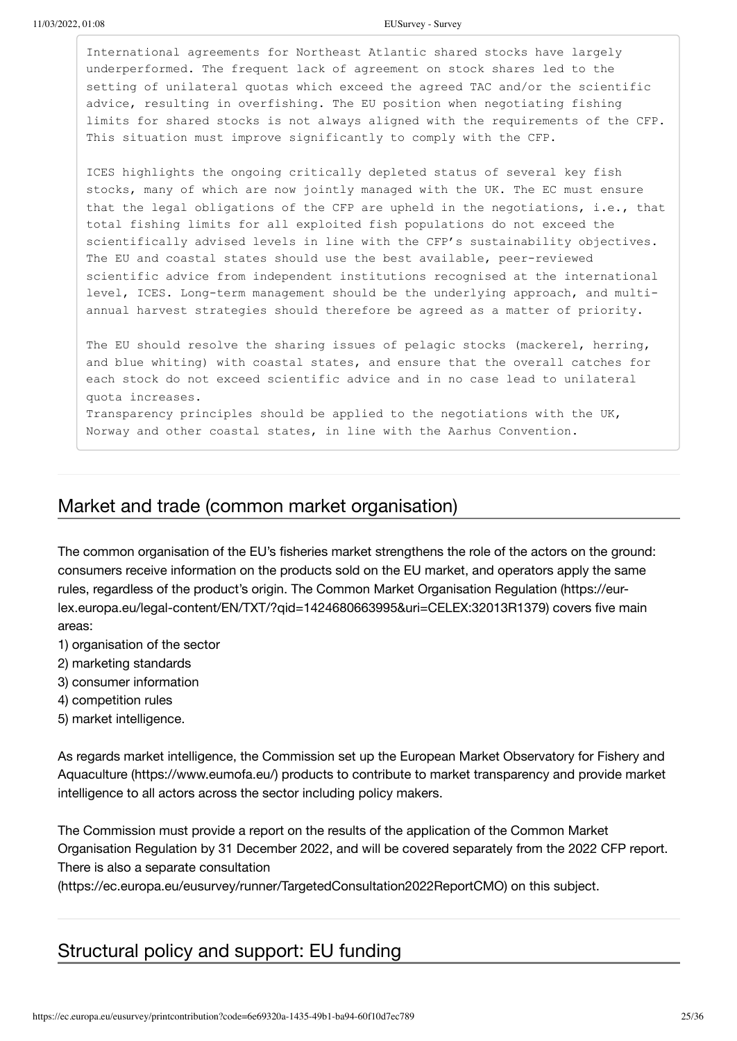International agreements for Northeast Atlantic shared stocks have largely underperformed. The frequent lack of agreement on stock shares led to the setting of unilateral quotas which exceed the agreed TAC and/or the scientific advice, resulting in overfishing. The EU position when negotiating fishing limits for shared stocks is not always aligned with the requirements of the CFP. This situation must improve significantly to comply with the CFP.

ICES highlights the ongoing critically depleted status of several key fish stocks, many of which are now jointly managed with the UK. The EC must ensure that the legal obligations of the CFP are upheld in the negotiations, i.e., that total fishing limits for all exploited fish populations do not exceed the scientifically advised levels in line with the CFP's sustainability objectives. The EU and coastal states should use the best available, peer-reviewed scientific advice from independent institutions recognised at the international level, ICES. Long-term management should be the underlying approach, and multi-annual harvest strategies should therefore be agreed as a matter of priority.

The EU should resolve the sharing issues of pelagic stocks (mackerel, herring, and blue whiting) with coastal states, and ensure that the overall catches for each stock do not exceed scientific advice and in no case lead to unilateral quota increases.
Transparency principles should be applied to the negotiations with the UK, Norway and other coastal states, in line with the Aarhus Convention.

## Market and trade (common market organisation)

The common organisation of the EU's fisheries market strengthens the role of the actors on the ground: consumers receive information on the products sold on the EU market, and operators apply the same rules, regardless of the product's origin. The Common Market Organisation Regulation (https://eur-lex.europa.eu/legal-content/EN/TXT/?qid=1424680663995&uri=CELEX:32013R1379) covers five main areas:

1) organisation of the sector
2) marketing standards
3) consumer information
4) competition rules
5) market intelligence.

As regards market intelligence, the Commission set up the European Market Observatory for Fishery and Aquaculture (https://www.eumofa.eu/) products to contribute to market transparency and provide market intelligence to all actors across the sector including policy makers.

The Commission must provide a report on the results of the application of the Common Market Organisation Regulation by 31 December 2022, and will be covered separately from the 2022 CFP report. There is also a separate consultation (https://ec.europa.eu/eusurvey/runner/TargetedConsultation2022ReportCMO) on this subject.

## Structural policy and support: EU funding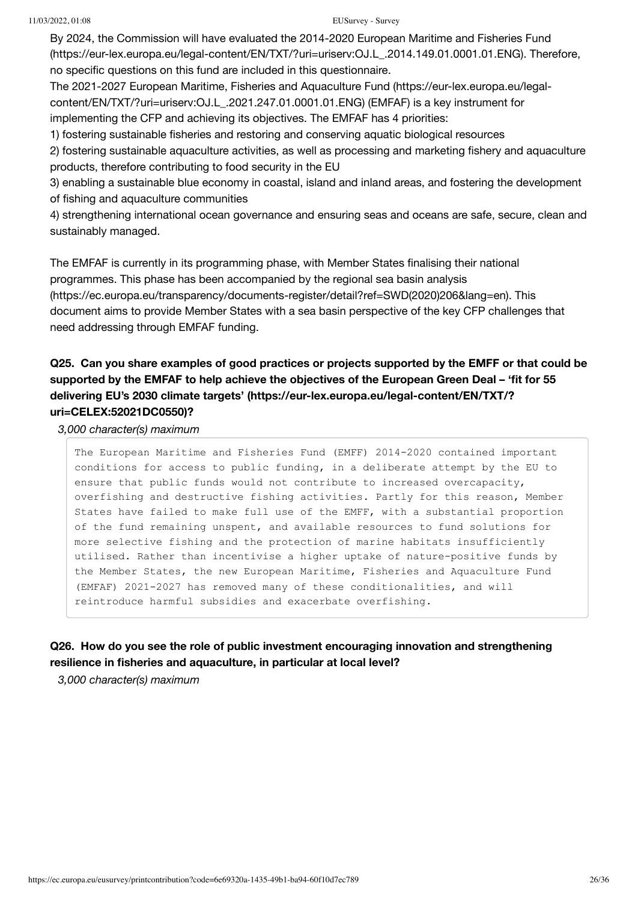By 2024, the Commission will have evaluated the 2014-2020 European Maritime and Fisheries Fund (https://eur-lex.europa.eu/legal-content/EN/TXT/?uri=uriserv:OJ.L_.2014.149.01.0001.01.ENG). Therefore, no specific questions on this fund are included in this questionnaire.

The 2021-2027 European Maritime, Fisheries and Aquaculture Fund (https://eur-lex.europa.eu/legal-content/EN/TXT/?uri=uriserv:OJ.L_.2021.247.01.0001.01.ENG) (EMFAF) is a key instrument for implementing the CFP and achieving its objectives. The EMFAF has 4 priorities:

1) fostering sustainable fisheries and restoring and conserving aquatic biological resources
2) fostering sustainable aquaculture activities, as well as processing and marketing fishery and aquaculture products, therefore contributing to food security in the EU
3) enabling a sustainable blue economy in coastal, island and inland areas, and fostering the development of fishing and aquaculture communities
4) strengthening international ocean governance and ensuring seas and oceans are safe, secure, clean and sustainably managed.

The EMFAF is currently in its programming phase, with Member States finalising their national programmes. This phase has been accompanied by the regional sea basin analysis (https://ec.europa.eu/transparency/documents-register/detail?ref=SWD(2020)206&lang=en). This document aims to provide Member States with a sea basin perspective of the key CFP challenges that need addressing through EMFAF funding.

**Q25. Can you share examples of good practices or projects supported by the EMFF or that could be supported by the EMFAF to help achieve the objectives of the European Green Deal – 'fit for 55 delivering EU's 2030 climate targets' (https://eur-lex.europa.eu/legal-content/EN/TXT/?uri=CELEX:52021DC0550)?**

*3,000 character(s) maximum*

```
The European Maritime and Fisheries Fund (EMFF) 2014-2020 contained important
conditions for access to public funding, in a deliberate attempt by the EU to
ensure that public funds would not contribute to increased overcapacity,
overfishing and destructive fishing activities. Partly for this reason, Member
States have failed to make full use of the EMFF, with a substantial proportion
of the fund remaining unspent, and available resources to fund solutions for
more selective fishing and the protection of marine habitats insufficiently
utilised. Rather than incentivise a higher uptake of nature-positive funds by
the Member States, the new European Maritime, Fisheries and Aquaculture Fund
(EMFAF) 2021-2027 has removed many of these conditionalities, and will
reintroduce harmful subsidies and exacerbate overfishing.
```

**Q26. How do you see the role of public investment encouraging innovation and strengthening resilience in fisheries and aquaculture, in particular at local level?**

*3,000 character(s) maximum*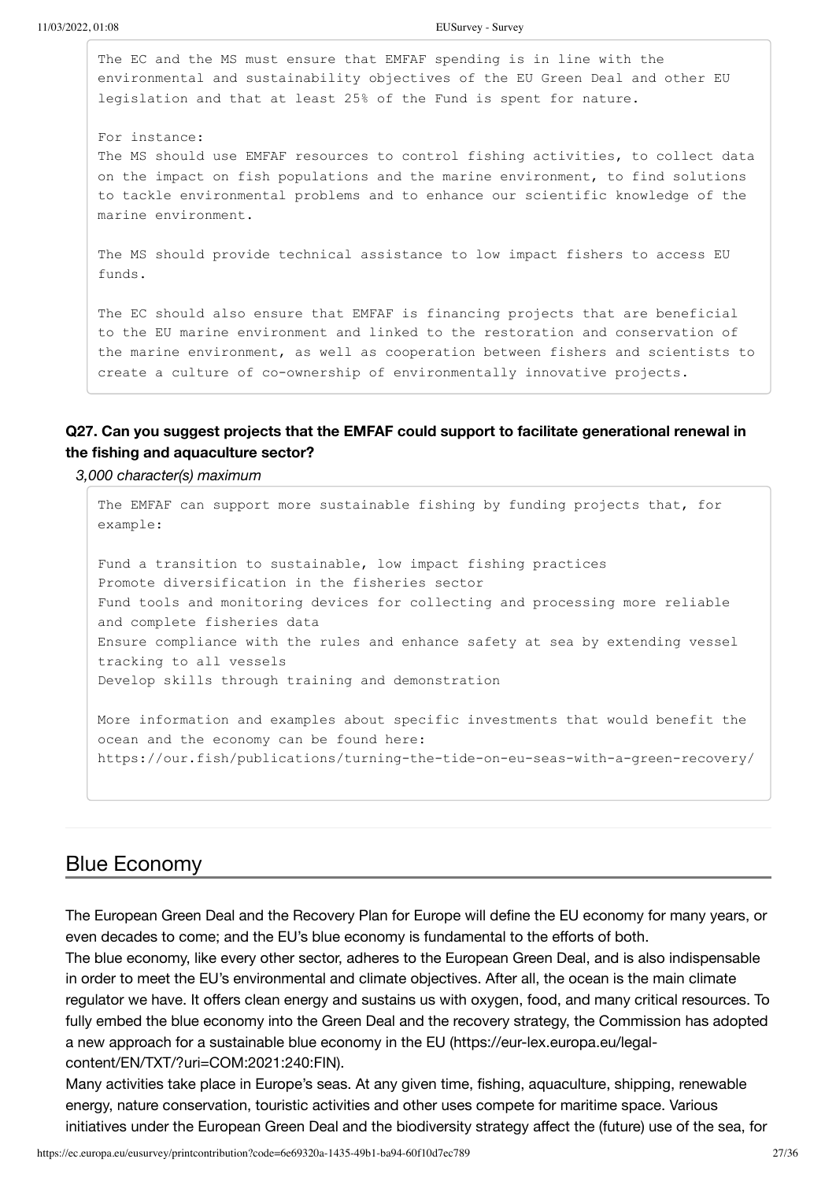```
The EC and the MS must ensure that EMFAF spending is in line with the
environmental and sustainability objectives of the EU Green Deal and other EU
legislation and that at least 25% of the Fund is spent for nature.

For instance:
The MS should use EMFAF resources to control fishing activities, to collect data
on the impact on fish populations and the marine environment, to find solutions
to tackle environmental problems and to enhance our scientific knowledge of the
marine environment.

The MS should provide technical assistance to low impact fishers to access EU
funds.

The EC should also ensure that EMFAF is financing projects that are beneficial
to the EU marine environment and linked to the restoration and conservation of
the marine environment, as well as cooperation between fishers and scientists to
create a culture of co-ownership of environmentally innovative projects.
```

**Q27. Can you suggest projects that the EMFAF could support to facilitate generational renewal in the fishing and aquaculture sector?**

*3,000 character(s) maximum*

```
The EMFAF can support more sustainable fishing by funding projects that, for
example:

Fund a transition to sustainable, low impact fishing practices
Promote diversification in the fisheries sector
Fund tools and monitoring devices for collecting and processing more reliable
and complete fisheries data
Ensure compliance with the rules and enhance safety at sea by extending vessel
tracking to all vessels
Develop skills through training and demonstration

More information and examples about specific investments that would benefit the
ocean and the economy can be found here:
https://our.fish/publications/turning-the-tide-on-eu-seas-with-a-green-recovery/
```

## Blue Economy

The European Green Deal and the Recovery Plan for Europe will define the EU economy for many years, or even decades to come; and the EU's blue economy is fundamental to the efforts of both.
The blue economy, like every other sector, adheres to the European Green Deal, and is also indispensable in order to meet the EU's environmental and climate objectives. After all, the ocean is the main climate regulator we have. It offers clean energy and sustains us with oxygen, food, and many critical resources. To fully embed the blue economy into the Green Deal and the recovery strategy, the Commission has adopted a new approach for a sustainable blue economy in the EU (https://eur-lex.europa.eu/legal-content/EN/TXT/?uri=COM:2021:240:FIN).
Many activities take place in Europe's seas. At any given time, fishing, aquaculture, shipping, renewable energy, nature conservation, touristic activities and other uses compete for maritime space. Various initiatives under the European Green Deal and the biodiversity strategy affect the (future) use of the sea, for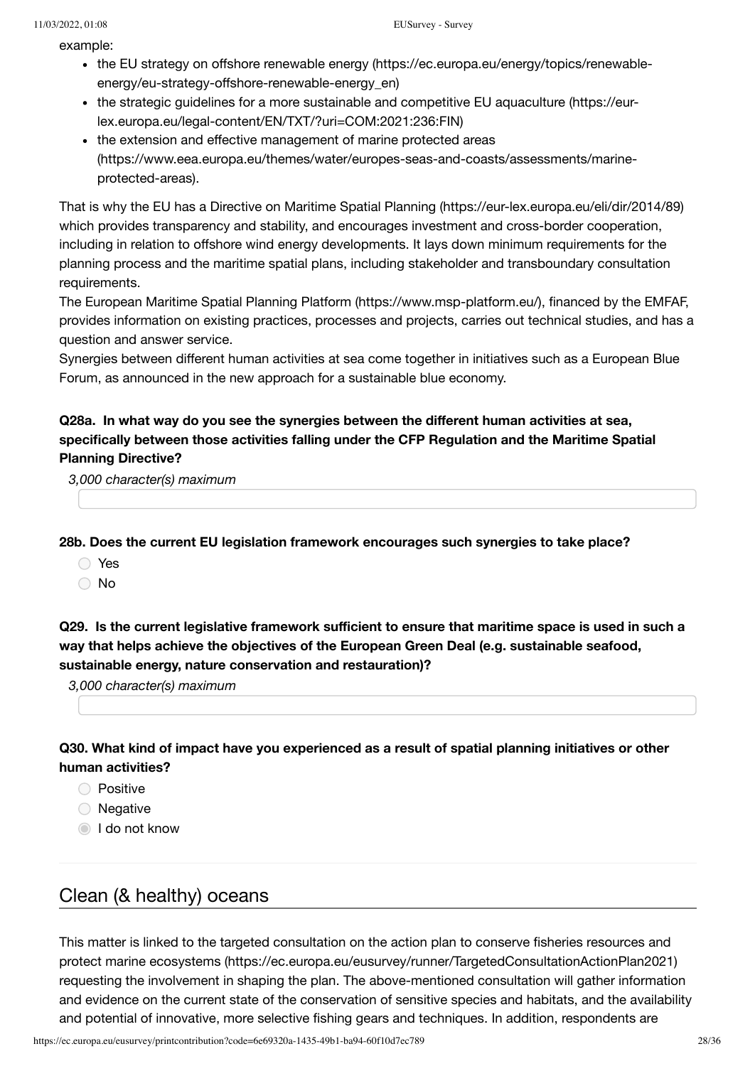example:

- the EU strategy on offshore renewable energy (https://ec.europa.eu/energy/topics/renewable-energy/eu-strategy-offshore-renewable-energy_en)
- the strategic guidelines for a more sustainable and competitive EU aquaculture (https://eur-lex.europa.eu/legal-content/EN/TXT/?uri=COM:2021:236:FIN)
- the extension and effective management of marine protected areas (https://www.eea.europa.eu/themes/water/europes-seas-and-coasts/assessments/marine-protected-areas).

That is why the EU has a Directive on Maritime Spatial Planning (https://eur-lex.europa.eu/eli/dir/2014/89) which provides transparency and stability, and encourages investment and cross-border cooperation, including in relation to offshore wind energy developments. It lays down minimum requirements for the planning process and the maritime spatial plans, including stakeholder and transboundary consultation requirements.
The European Maritime Spatial Planning Platform (https://www.msp-platform.eu/), financed by the EMFAF, provides information on existing practices, processes and projects, carries out technical studies, and has a question and answer service.
Synergies between different human activities at sea come together in initiatives such as a European Blue Forum, as announced in the new approach for a sustainable blue economy.

**Q28a. In what way do you see the synergies between the different human activities at sea, specifically between those activities falling under the CFP Regulation and the Maritime Spatial Planning Directive?**

*3,000 character(s) maximum*

**28b. Does the current EU legislation framework encourages such synergies to take place?**

- ○ Yes
- ○ No

**Q29. Is the current legislative framework sufficient to ensure that maritime space is used in such a way that helps achieve the objectives of the European Green Deal (e.g. sustainable seafood, sustainable energy, nature conservation and restauration)?**

*3,000 character(s) maximum*

**Q30. What kind of impact have you experienced as a result of spatial planning initiatives or other human activities?**

- ○ Positive
- ○ Negative
- ◉ I do not know

## Clean (& healthy) oceans

This matter is linked to the targeted consultation on the action plan to conserve fisheries resources and protect marine ecosystems (https://ec.europa.eu/eusurvey/runner/TargetedConsultationActionPlan2021) requesting the involvement in shaping the plan. The above-mentioned consultation will gather information and evidence on the current state of the conservation of sensitive species and habitats, and the availability and potential of innovative, more selective fishing gears and techniques. In addition, respondents are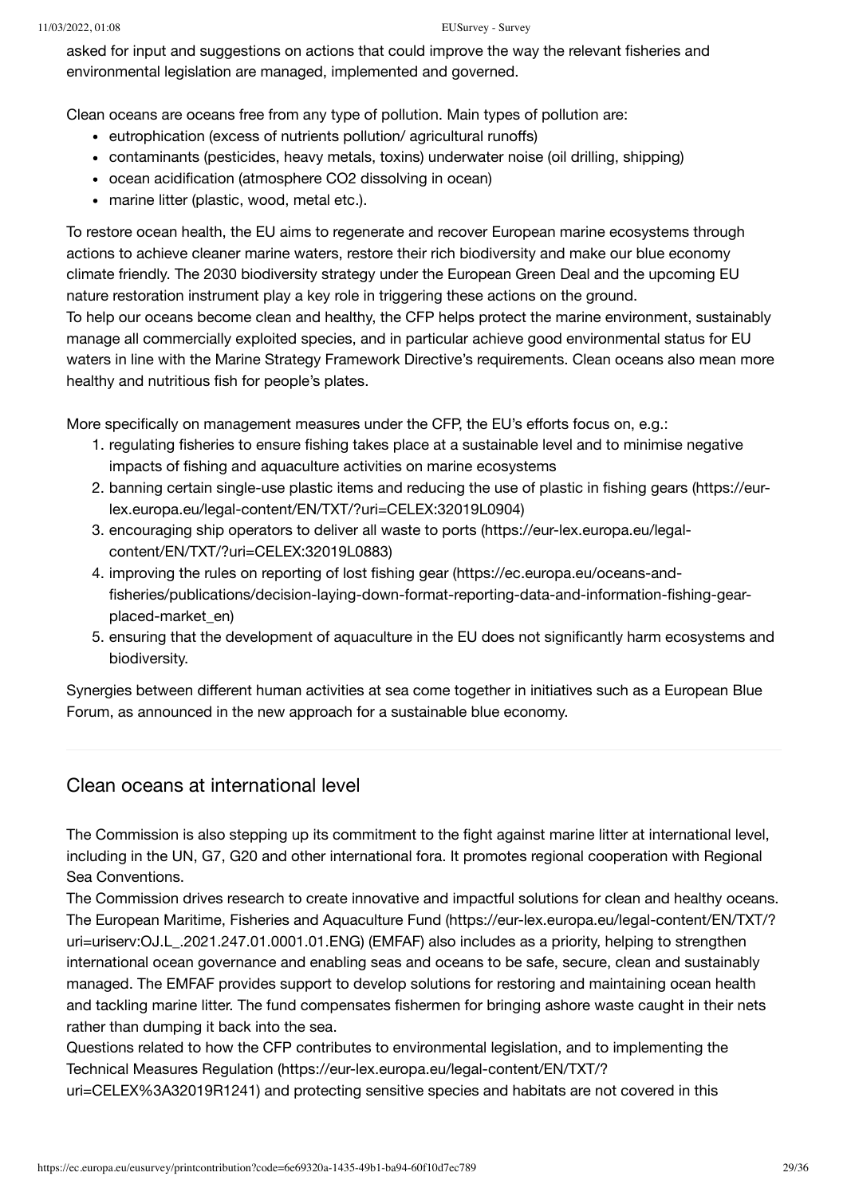asked for input and suggestions on actions that could improve the way the relevant fisheries and environmental legislation are managed, implemented and governed.

Clean oceans are oceans free from any type of pollution. Main types of pollution are:

- eutrophication (excess of nutrients pollution/ agricultural runoffs)
- contaminants (pesticides, heavy metals, toxins) underwater noise (oil drilling, shipping)
- ocean acidification (atmosphere $CO_2$ dissolving in ocean)
- marine litter (plastic, wood, metal etc.).

To restore ocean health, the EU aims to regenerate and recover European marine ecosystems through actions to achieve cleaner marine waters, restore their rich biodiversity and make our blue economy climate friendly. The 2030 biodiversity strategy under the European Green Deal and the upcoming EU nature restoration instrument play a key role in triggering these actions on the ground.
To help our oceans become clean and healthy, the CFP helps protect the marine environment, sustainably manage all commercially exploited species, and in particular achieve good environmental status for EU waters in line with the Marine Strategy Framework Directive's requirements. Clean oceans also mean more healthy and nutritious fish for people's plates.

More specifically on management measures under the CFP, the EU's efforts focus on, e.g.:

1. regulating fisheries to ensure fishing takes place at a sustainable level and to minimise negative impacts of fishing and aquaculture activities on marine ecosystems
2. banning certain single-use plastic items and reducing the use of plastic in fishing gears (https://eur-lex.europa.eu/legal-content/EN/TXT/?uri=CELEX:32019L0904)
3. encouraging ship operators to deliver all waste to ports (https://eur-lex.europa.eu/legal-content/EN/TXT/?uri=CELEX:32019L0883)
4. improving the rules on reporting of lost fishing gear (https://ec.europa.eu/oceans-and-fisheries/publications/decision-laying-down-format-reporting-data-and-information-fishing-gear-placed-market_en)
5. ensuring that the development of aquaculture in the EU does not significantly harm ecosystems and biodiversity.

Synergies between different human activities at sea come together in initiatives such as a European Blue Forum, as announced in the new approach for a sustainable blue economy.

## Clean oceans at international level

The Commission is also stepping up its commitment to the fight against marine litter at international level, including in the UN, G7, G20 and other international fora. It promotes regional cooperation with Regional Sea Conventions.
The Commission drives research to create innovative and impactful solutions for clean and healthy oceans. The European Maritime, Fisheries and Aquaculture Fund (https://eur-lex.europa.eu/legal-content/EN/TXT/?uri=uriserv:OJ.L_.2021.247.01.0001.01.ENG) (EMFAF) also includes as a priority, helping to strengthen international ocean governance and enabling seas and oceans to be safe, secure, clean and sustainably managed. The EMFAF provides support to develop solutions for restoring and maintaining ocean health and tackling marine litter. The fund compensates fishermen for bringing ashore waste caught in their nets rather than dumping it back into the sea.
Questions related to how the CFP contributes to environmental legislation, and to implementing the Technical Measures Regulation (https://eur-lex.europa.eu/legal-content/EN/TXT/?uri=CELEX%3A32019R1241) and protecting sensitive species and habitats are not covered in this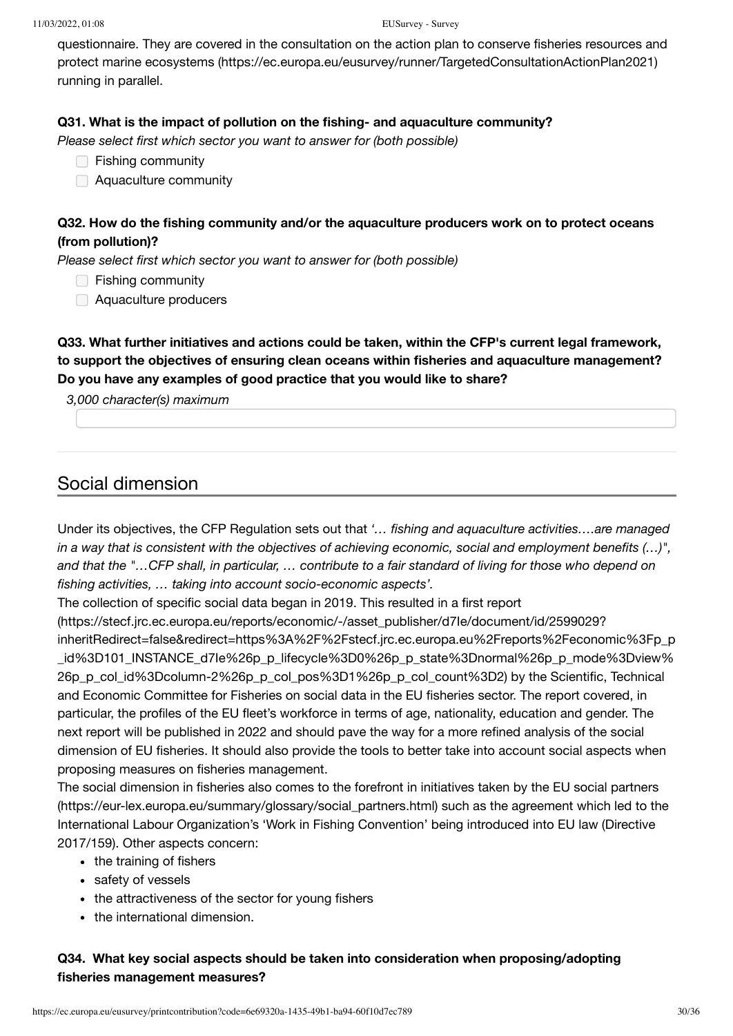questionnaire. They are covered in the consultation on the action plan to conserve fisheries resources and protect marine ecosystems (https://ec.europa.eu/eusurvey/runner/TargetedConsultationActionPlan2021) running in parallel.

**Q31. What is the impact of pollution on the fishing- and aquaculture community?**

*Please select first which sector you want to answer for (both possible)*

- Fishing community
- Aquaculture community

**Q32. How do the fishing community and/or the aquaculture producers work on to protect oceans (from pollution)?**

*Please select first which sector you want to answer for (both possible)*

- Fishing community
- Aquaculture producers

**Q33. What further initiatives and actions could be taken, within the CFP's current legal framework, to support the objectives of ensuring clean oceans within fisheries and aquaculture management? Do you have any examples of good practice that you would like to share?**

*3,000 character(s) maximum*

## Social dimension

Under its objectives, the CFP Regulation sets out that *'… fishing and aquaculture activities….are managed in a way that is consistent with the objectives of achieving economic, social and employment benefits (…)", and that the "…CFP shall, in particular, … contribute to a fair standard of living for those who depend on fishing activities, … taking into account socio-economic aspects'.*

The collection of specific social data began in 2019. This resulted in a first report (https://stecf.jrc.ec.europa.eu/reports/economic/-/asset_publisher/d7Ie/document/id/2599029?inheritRedirect=false&redirect=https%3A%2F%2Fstecf.jrc.ec.europa.eu%2Freports%2Feconomic%3Fp_p_id%3D101_INSTANCE_d7Ie%26p_p_lifecycle%3D0%26p_p_state%3Dnormal%26p_p_mode%3Dview%26p_p_col_id%3Dcolumn-2%26p_p_col_pos%3D1%26p_p_col_count%3D2) by the Scientific, Technical and Economic Committee for Fisheries on social data in the EU fisheries sector. The report covered, in particular, the profiles of the EU fleet's workforce in terms of age, nationality, education and gender. The next report will be published in 2022 and should pave the way for a more refined analysis of the social dimension of EU fisheries. It should also provide the tools to better take into account social aspects when proposing measures on fisheries management.

The social dimension in fisheries also comes to the forefront in initiatives taken by the EU social partners (https://eur-lex.europa.eu/summary/glossary/social_partners.html) such as the agreement which led to the International Labour Organization's 'Work in Fishing Convention' being introduced into EU law (Directive 2017/159). Other aspects concern:

- the training of fishers
- safety of vessels
- the attractiveness of the sector for young fishers
- the international dimension.

**Q34. What key social aspects should be taken into consideration when proposing/adopting fisheries management measures?**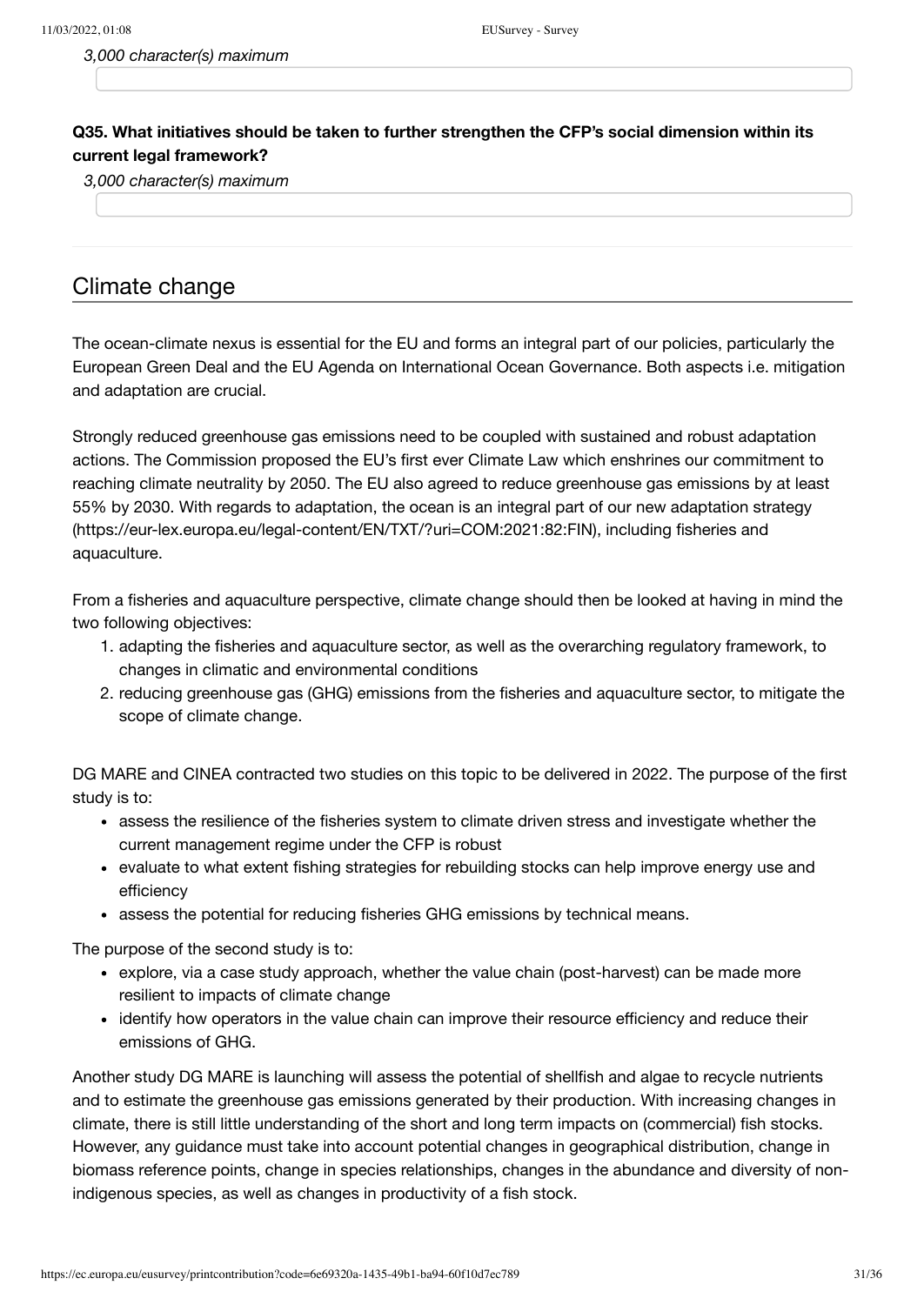*3,000 character(s) maximum*

**Q35. What initiatives should be taken to further strengthen the CFP's social dimension within its current legal framework?**

*3,000 character(s) maximum*

## Climate change

The ocean-climate nexus is essential for the EU and forms an integral part of our policies, particularly the European Green Deal and the EU Agenda on International Ocean Governance. Both aspects i.e. mitigation and adaptation are crucial.

Strongly reduced greenhouse gas emissions need to be coupled with sustained and robust adaptation actions. The Commission proposed the EU's first ever Climate Law which enshrines our commitment to reaching climate neutrality by 2050. The EU also agreed to reduce greenhouse gas emissions by at least 55% by 2030. With regards to adaptation, the ocean is an integral part of our new adaptation strategy (https://eur-lex.europa.eu/legal-content/EN/TXT/?uri=COM:2021:82:FIN), including fisheries and aquaculture.

From a fisheries and aquaculture perspective, climate change should then be looked at having in mind the two following objectives:

1. adapting the fisheries and aquaculture sector, as well as the overarching regulatory framework, to changes in climatic and environmental conditions
2. reducing greenhouse gas (GHG) emissions from the fisheries and aquaculture sector, to mitigate the scope of climate change.

DG MARE and CINEA contracted two studies on this topic to be delivered in 2022. The purpose of the first study is to:

- assess the resilience of the fisheries system to climate driven stress and investigate whether the current management regime under the CFP is robust
- evaluate to what extent fishing strategies for rebuilding stocks can help improve energy use and efficiency
- assess the potential for reducing fisheries GHG emissions by technical means.

The purpose of the second study is to:

- explore, via a case study approach, whether the value chain (post-harvest) can be made more resilient to impacts of climate change
- identify how operators in the value chain can improve their resource efficiency and reduce their emissions of GHG.

Another study DG MARE is launching will assess the potential of shellfish and algae to recycle nutrients and to estimate the greenhouse gas emissions generated by their production. With increasing changes in climate, there is still little understanding of the short and long term impacts on (commercial) fish stocks. However, any guidance must take into account potential changes in geographical distribution, change in biomass reference points, change in species relationships, changes in the abundance and diversity of non-indigenous species, as well as changes in productivity of a fish stock.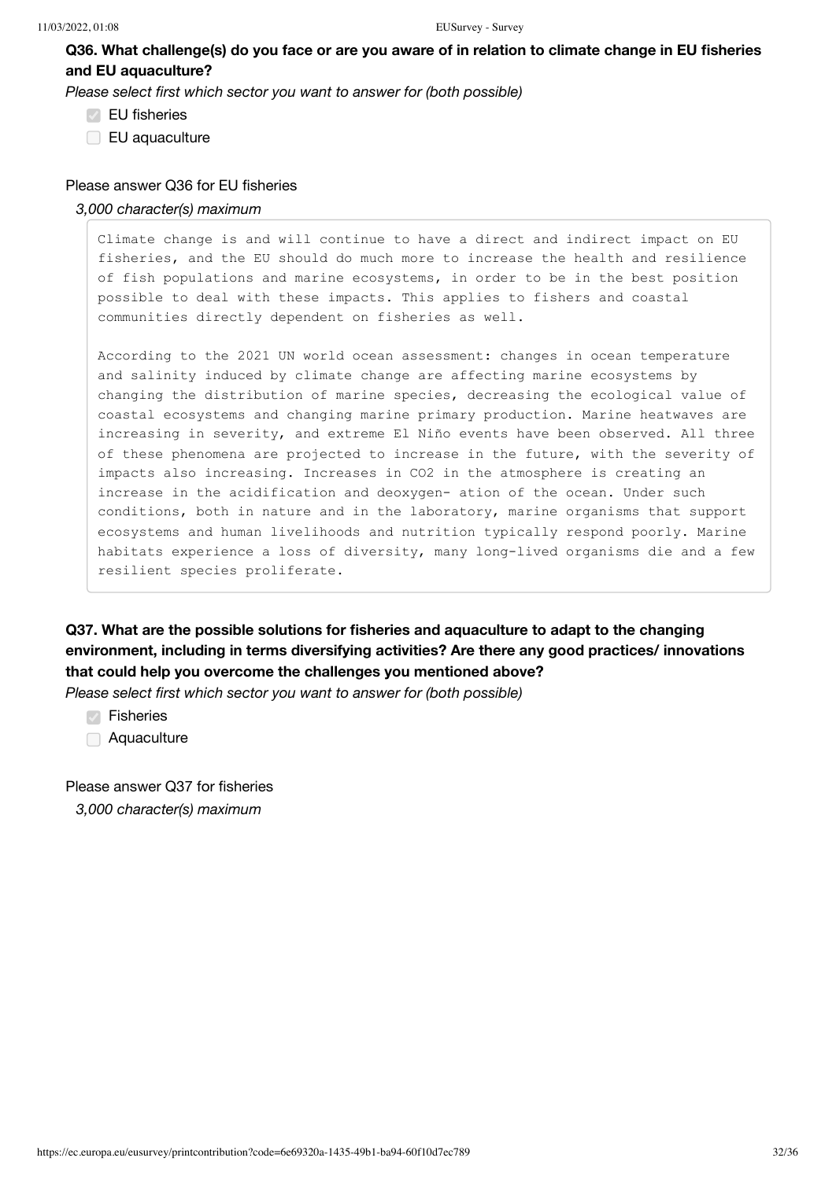**Q36. What challenge(s) do you face or are you aware of in relation to climate change in EU fisheries and EU aquaculture?**

*Please select first which sector you want to answer for (both possible)*

- [x] EU fisheries
- [ ] EU aquaculture

Please answer Q36 for EU fisheries

*3,000 character(s) maximum*

Climate change is and will continue to have a direct and indirect impact on EU fisheries, and the EU should do much more to increase the health and resilience of fish populations and marine ecosystems, in order to be in the best position possible to deal with these impacts. This applies to fishers and coastal communities directly dependent on fisheries as well.

According to the 2021 UN world ocean assessment: changes in ocean temperature and salinity induced by climate change are affecting marine ecosystems by changing the distribution of marine species, decreasing the ecological value of coastal ecosystems and changing marine primary production. Marine heatwaves are increasing in severity, and extreme El Niño events have been observed. All three of these phenomena are projected to increase in the future, with the severity of impacts also increasing. Increases in CO2 in the atmosphere is creating an increase in the acidification and deoxygen- ation of the ocean. Under such conditions, both in nature and in the laboratory, marine organisms that support ecosystems and human livelihoods and nutrition typically respond poorly. Marine habitats experience a loss of diversity, many long-lived organisms die and a few resilient species proliferate.

**Q37. What are the possible solutions for fisheries and aquaculture to adapt to the changing environment, including in terms diversifying activities? Are there any good practices/ innovations that could help you overcome the challenges you mentioned above?**

*Please select first which sector you want to answer for (both possible)*

- [x] Fisheries
- [ ] Aquaculture

Please answer Q37 for fisheries

*3,000 character(s) maximum*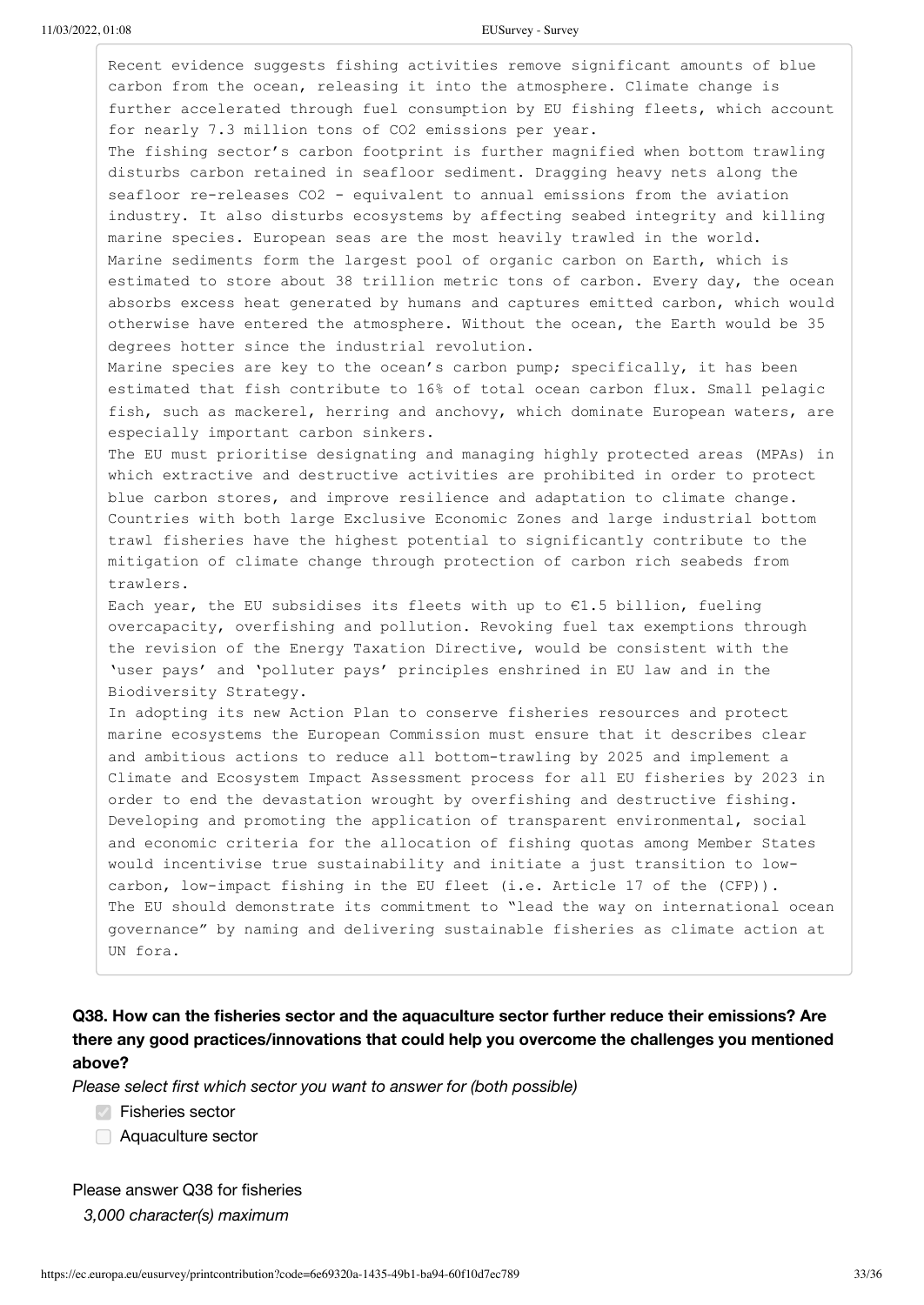Recent evidence suggests fishing activities remove significant amounts of blue carbon from the ocean, releasing it into the atmosphere. Climate change is further accelerated through fuel consumption by EU fishing fleets, which account for nearly 7.3 million tons of $CO_2$ emissions per year.
The fishing sector's carbon footprint is further magnified when bottom trawling disturbs carbon retained in seafloor sediment. Dragging heavy nets along the seafloor re-releases $CO_2$ - equivalent to annual emissions from the aviation industry. It also disturbs ecosystems by affecting seabed integrity and killing marine species. European seas are the most heavily trawled in the world.
Marine sediments form the largest pool of organic carbon on Earth, which is estimated to store about 38 trillion metric tons of carbon. Every day, the ocean absorbs excess heat generated by humans and captures emitted carbon, which would otherwise have entered the atmosphere. Without the ocean, the Earth would be 35 degrees hotter since the industrial revolution.
Marine species are key to the ocean's carbon pump; specifically, it has been estimated that fish contribute to 16% of total ocean carbon flux. Small pelagic fish, such as mackerel, herring and anchovy, which dominate European waters, are especially important carbon sinkers.
The EU must prioritise designating and managing highly protected areas (MPAs) in which extractive and destructive activities are prohibited in order to protect blue carbon stores, and improve resilience and adaptation to climate change. Countries with both large Exclusive Economic Zones and large industrial bottom trawl fisheries have the highest potential to significantly contribute to the mitigation of climate change through protection of carbon rich seabeds from trawlers.
Each year, the EU subsidises its fleets with up to €1.5 billion, fueling overcapacity, overfishing and pollution. Revoking fuel tax exemptions through the revision of the Energy Taxation Directive, would be consistent with the 'user pays' and 'polluter pays' principles enshrined in EU law and in the Biodiversity Strategy.
In adopting its new Action Plan to conserve fisheries resources and protect marine ecosystems the European Commission must ensure that it describes clear and ambitious actions to reduce all bottom-trawling by 2025 and implement a Climate and Ecosystem Impact Assessment process for all EU fisheries by 2023 in order to end the devastation wrought by overfishing and destructive fishing.
Developing and promoting the application of transparent environmental, social and economic criteria for the allocation of fishing quotas among Member States would incentivise true sustainability and initiate a just transition to low-carbon, low-impact fishing in the EU fleet (i.e. Article 17 of the (CFP)).
The EU should demonstrate its commitment to "lead the way on international ocean governance" by naming and delivering sustainable fisheries as climate action at UN fora.

**Q38. How can the fisheries sector and the aquaculture sector further reduce their emissions? Are there any good practices/innovations that could help you overcome the challenges you mentioned above?**

*Please select first which sector you want to answer for (both possible)*

- [x] Fisheries sector
- [ ] Aquaculture sector

Please answer Q38 for fisheries

*3,000 character(s) maximum*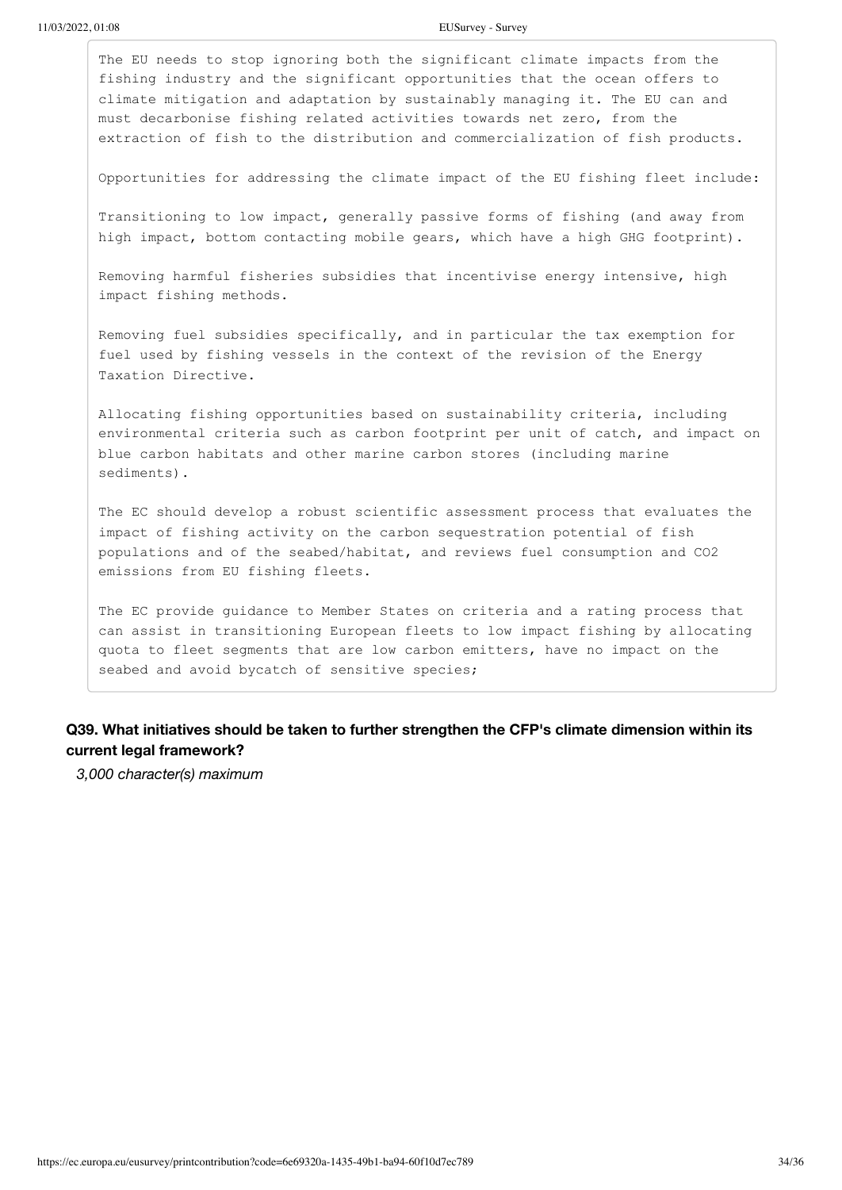The EU needs to stop ignoring both the significant climate impacts from the fishing industry and the significant opportunities that the ocean offers to climate mitigation and adaptation by sustainably managing it. The EU can and must decarbonise fishing related activities towards net zero, from the extraction of fish to the distribution and commercialization of fish products.

Opportunities for addressing the climate impact of the EU fishing fleet include:

Transitioning to low impact, generally passive forms of fishing (and away from high impact, bottom contacting mobile gears, which have a high GHG footprint).

Removing harmful fisheries subsidies that incentivise energy intensive, high impact fishing methods.

Removing fuel subsidies specifically, and in particular the tax exemption for fuel used by fishing vessels in the context of the revision of the Energy Taxation Directive.

Allocating fishing opportunities based on sustainability criteria, including environmental criteria such as carbon footprint per unit of catch, and impact on blue carbon habitats and other marine carbon stores (including marine sediments).

The EC should develop a robust scientific assessment process that evaluates the impact of fishing activity on the carbon sequestration potential of fish populations and of the seabed/habitat, and reviews fuel consumption and $CO_2$ emissions from EU fishing fleets.

The EC provide guidance to Member States on criteria and a rating process that can assist in transitioning European fleets to low impact fishing by allocating quota to fleet segments that are low carbon emitters, have no impact on the seabed and avoid bycatch of sensitive species;

**Q39. What initiatives should be taken to further strengthen the CFP's climate dimension within its current legal framework?**

*3,000 character(s) maximum*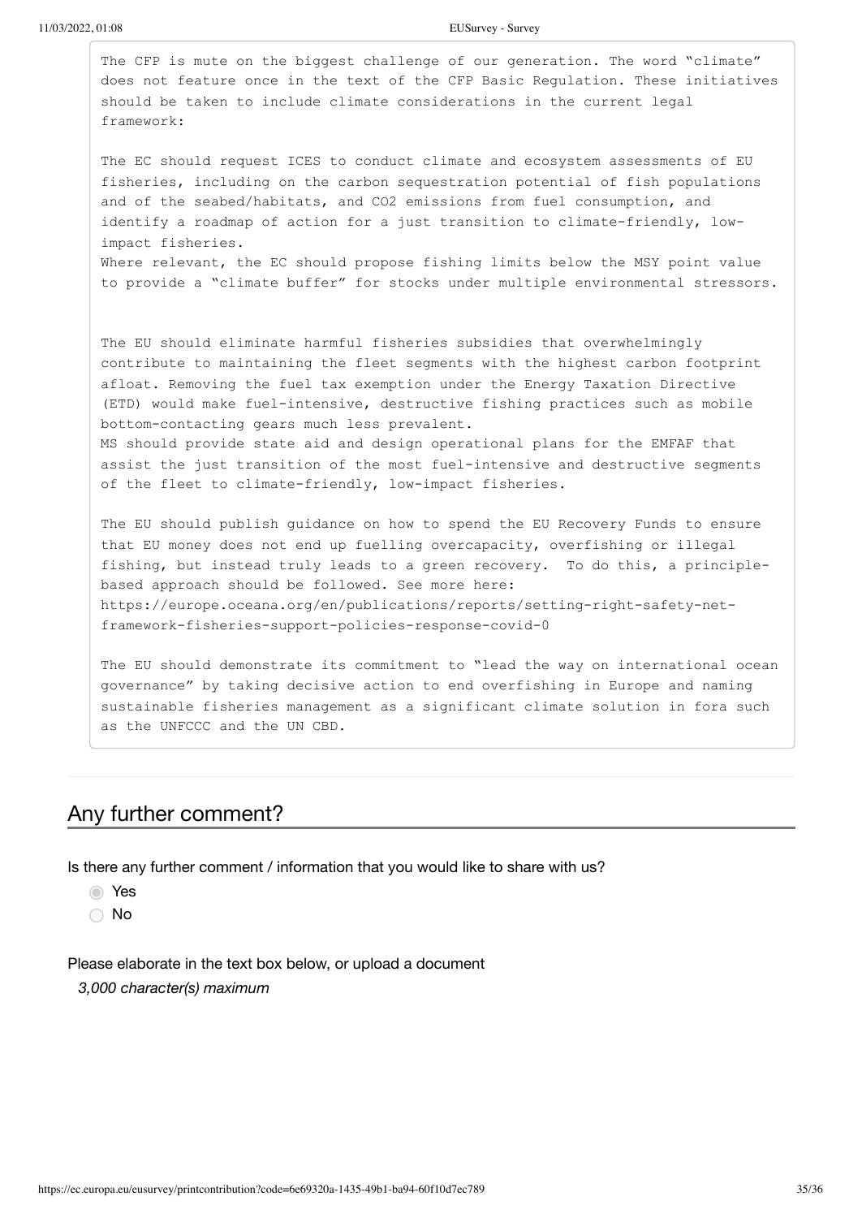The CFP is mute on the biggest challenge of our generation. The word "climate" does not feature once in the text of the CFP Basic Regulation. These initiatives should be taken to include climate considerations in the current legal framework:

The EC should request ICES to conduct climate and ecosystem assessments of EU fisheries, including on the carbon sequestration potential of fish populations and of the seabed/habitats, and CO2 emissions from fuel consumption, and identify a roadmap of action for a just transition to climate-friendly, low-impact fisheries.
Where relevant, the EC should propose fishing limits below the MSY point value to provide a "climate buffer" for stocks under multiple environmental stressors.

The EU should eliminate harmful fisheries subsidies that overwhelmingly contribute to maintaining the fleet segments with the highest carbon footprint afloat. Removing the fuel tax exemption under the Energy Taxation Directive (ETD) would make fuel-intensive, destructive fishing practices such as mobile bottom-contacting gears much less prevalent.
MS should provide state aid and design operational plans for the EMFAF that assist the just transition of the most fuel-intensive and destructive segments of the fleet to climate-friendly, low-impact fisheries.

The EU should publish guidance on how to spend the EU Recovery Funds to ensure that EU money does not end up fuelling overcapacity, overfishing or illegal fishing, but instead truly leads to a green recovery. To do this, a principle-based approach should be followed. See more here:
https://europe.oceana.org/en/publications/reports/setting-right-safety-net-framework-fisheries-support-policies-response-covid-0

The EU should demonstrate its commitment to "lead the way on international ocean governance" by taking decisive action to end overfishing in Europe and naming sustainable fisheries management as a significant climate solution in fora such as the UNFCCC and the UN CBD.

## Any further comment?

Is there any further comment / information that you would like to share with us?

- (●) Yes
- ( ) No

Please elaborate in the text box below, or upload a document

*3,000 character(s) maximum*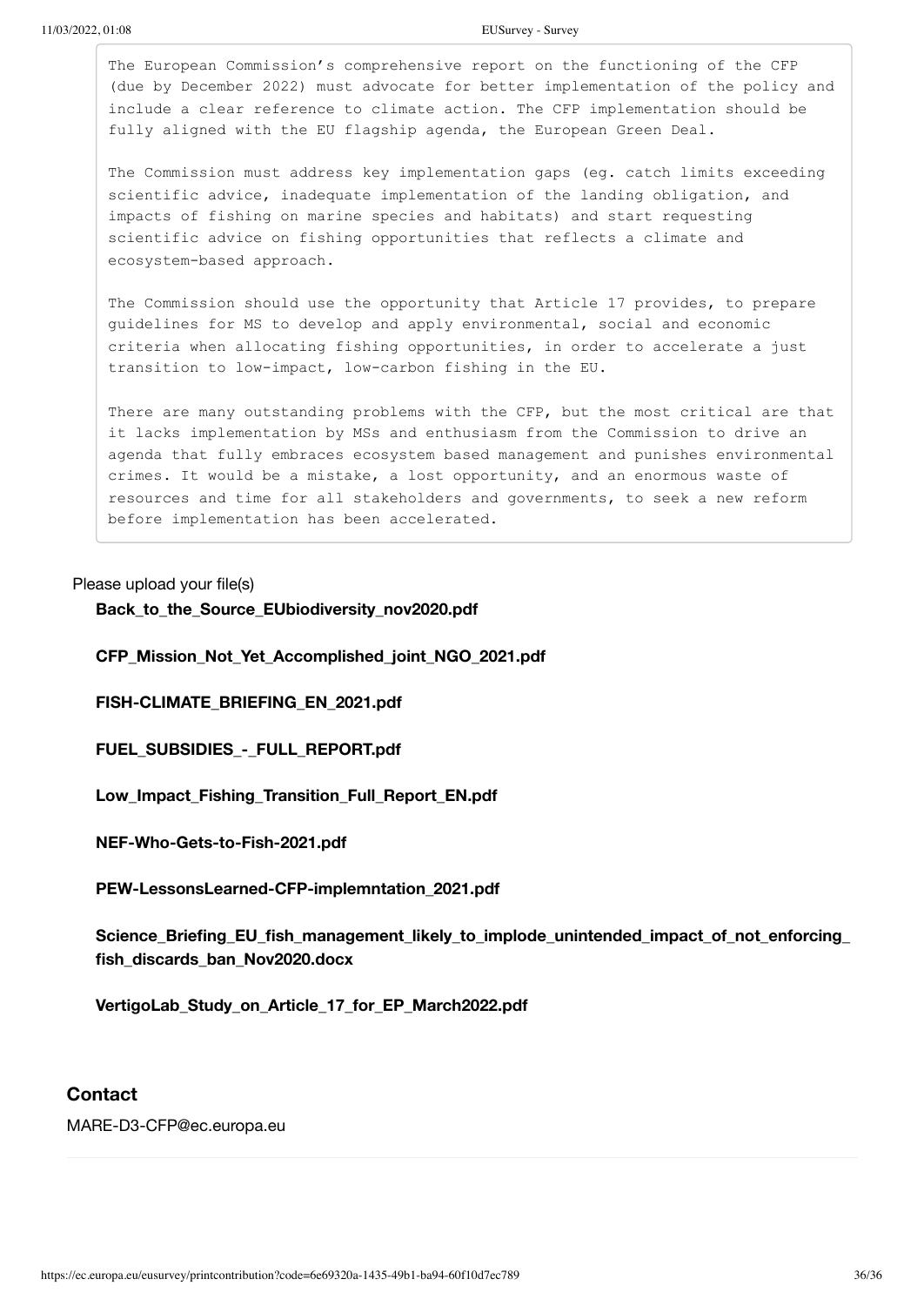The European Commission's comprehensive report on the functioning of the CFP (due by December 2022) must advocate for better implementation of the policy and include a clear reference to climate action. The CFP implementation should be fully aligned with the EU flagship agenda, the European Green Deal.

The Commission must address key implementation gaps (eg. catch limits exceeding scientific advice, inadequate implementation of the landing obligation, and impacts of fishing on marine species and habitats) and start requesting scientific advice on fishing opportunities that reflects a climate and ecosystem-based approach.

The Commission should use the opportunity that Article 17 provides, to prepare guidelines for MS to develop and apply environmental, social and economic criteria when allocating fishing opportunities, in order to accelerate a just transition to low-impact, low-carbon fishing in the EU.

There are many outstanding problems with the CFP, but the most critical are that it lacks implementation by MSs and enthusiasm from the Commission to drive an agenda that fully embraces ecosystem based management and punishes environmental crimes. It would be a mistake, a lost opportunity, and an enormous waste of resources and time for all stakeholders and governments, to seek a new reform before implementation has been accelerated.

Please upload your file(s)

**Back_to_the_Source_EUbiodiversity_nov2020.pdf**

**CFP_Mission_Not_Yet_Accomplished_joint_NGO_2021.pdf**

**FISH-CLIMATE_BRIEFING_EN_2021.pdf**

**FUEL_SUBSIDIES_-_FULL_REPORT.pdf**

**Low_Impact_Fishing_Transition_Full_Report_EN.pdf**

**NEF-Who-Gets-to-Fish-2021.pdf**

**PEW-LessonsLearned-CFP-implemntation_2021.pdf**

**Science_Briefing_EU_fish_management_likely_to_implode_unintended_impact_of_not_enforcing_fish_discards_ban_Nov2020.docx**

**VertigoLab_Study_on_Article_17_for_EP_March2022.pdf**

## Contact

MARE-D3-CFP@ec.europa.eu